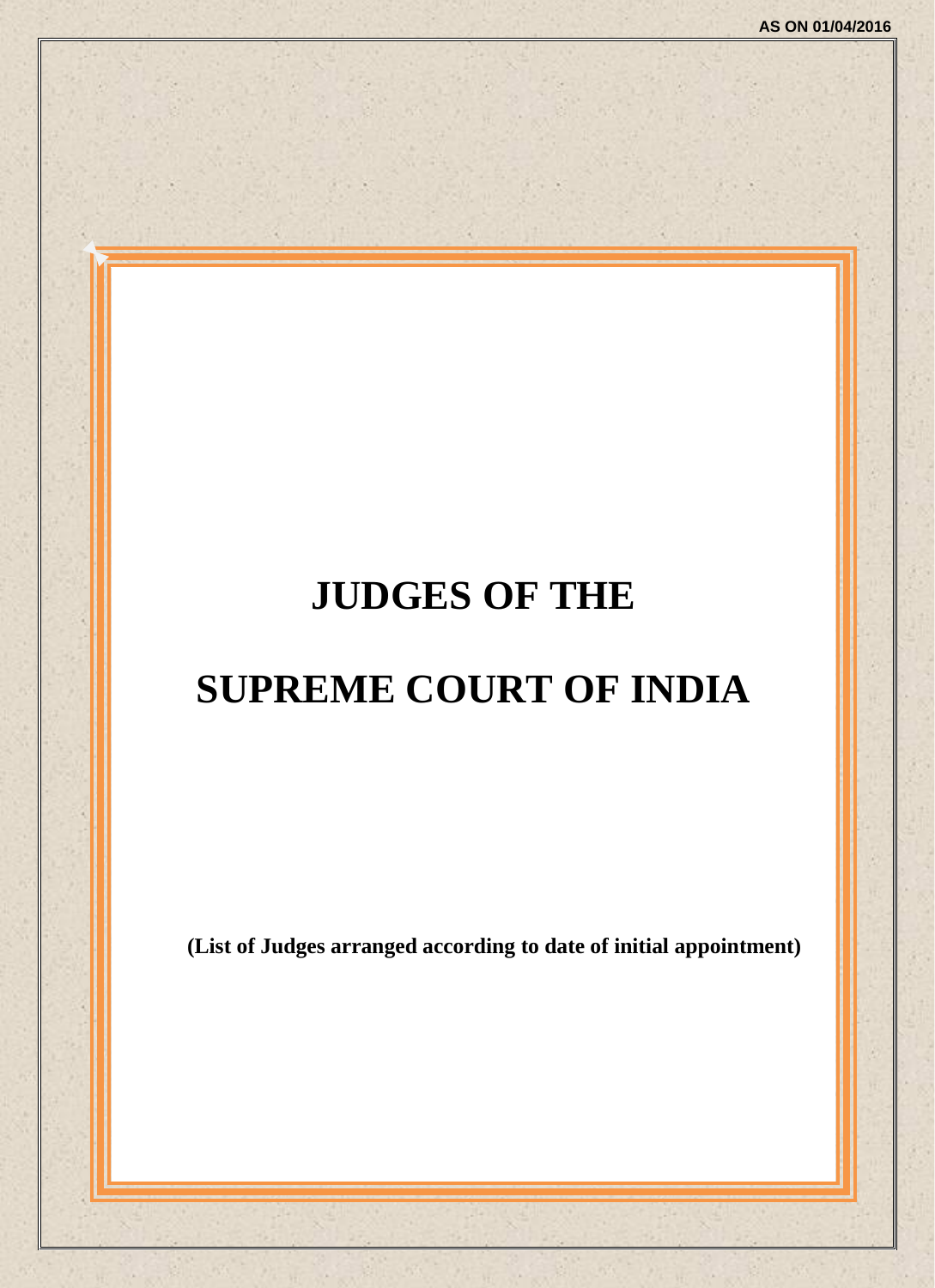AS ON 01/04/2016

# JUDGES OF THE

# SUPREME COURT OF INDIA

**(List of Judges arranged according to date of initial appointment)**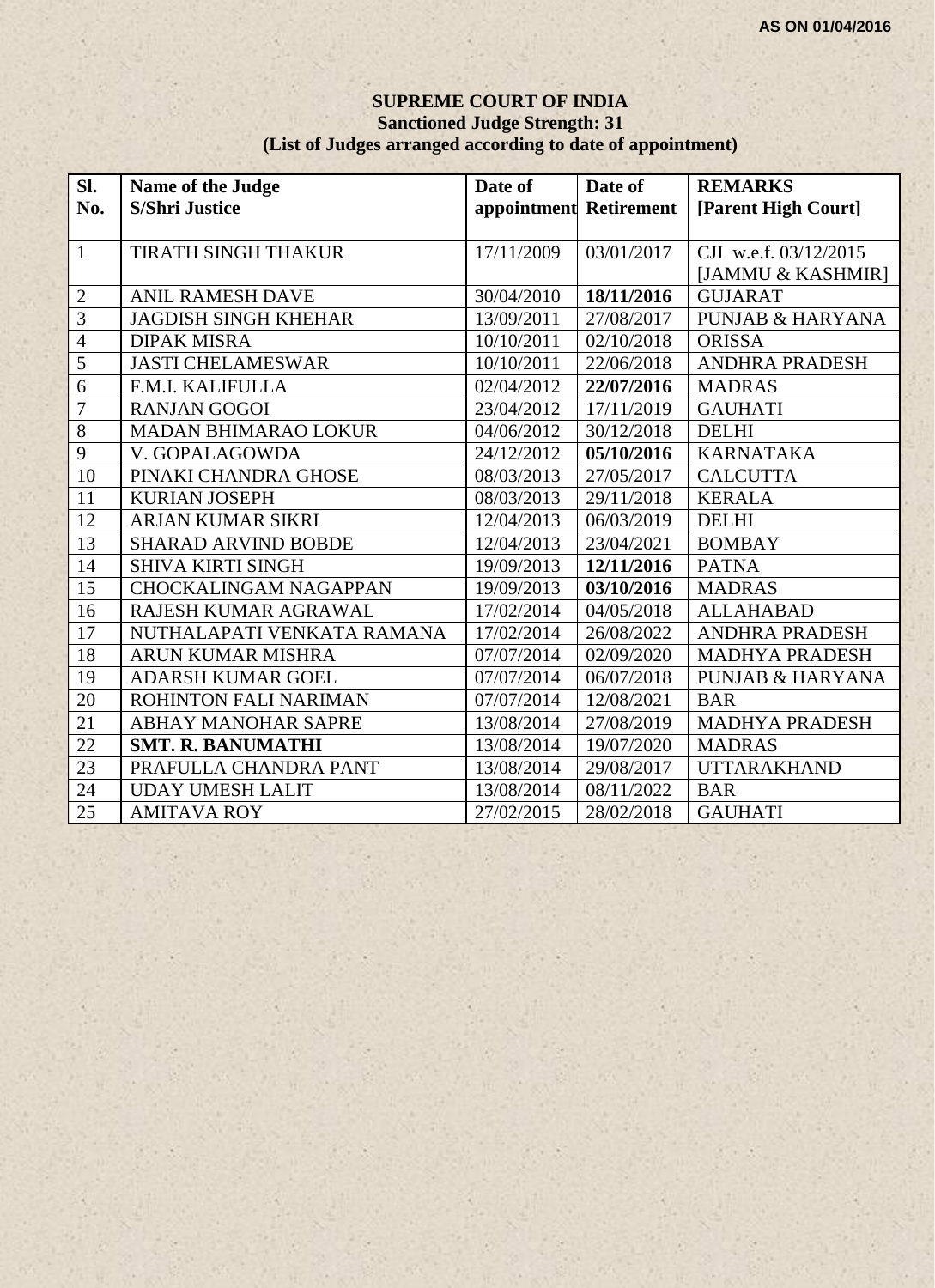**AS ON 01/04/2016**

## SUPREME COURT OF INDIA

**Sanctioned Judge Strength: 31**

**(List of Judges arranged according to date of appointment)**

| Sl. No. | Name of the Judge S/Shri Justice | Date of appointment | Date of Retirement | REMARKS [Parent High Court] |
|---|---|---|---|---|
| 1 | TIRATH SINGH THAKUR | 17/11/2009 | 03/01/2017 | CJI w.e.f. 03/12/2015 [JAMMU & KASHMIR] |
| 2 | ANIL RAMESH DAVE | 30/04/2010 | **18/11/2016** | GUJARAT |
| 3 | JAGDISH SINGH KHEHAR | 13/09/2011 | 27/08/2017 | PUNJAB & HARYANA |
| 4 | DIPAK MISRA | 10/10/2011 | 02/10/2018 | ORISSA |
| 5 | JASTI CHELAMESWAR | 10/10/2011 | 22/06/2018 | ANDHRA PRADESH |
| 6 | F.M.I. KALIFULLA | 02/04/2012 | **22/07/2016** | MADRAS |
| 7 | RANJAN GOGOI | 23/04/2012 | 17/11/2019 | GAUHATI |
| 8 | MADAN BHIMARAO LOKUR | 04/06/2012 | 30/12/2018 | DELHI |
| 9 | V. GOPALAGOWDA | 24/12/2012 | **05/10/2016** | KARNATAKA |
| 10 | PINAKI CHANDRA GHOSE | 08/03/2013 | 27/05/2017 | CALCUTTA |
| 11 | KURIAN JOSEPH | 08/03/2013 | 29/11/2018 | KERALA |
| 12 | ARJAN KUMAR SIKRI | 12/04/2013 | 06/03/2019 | DELHI |
| 13 | SHARAD ARVIND BOBDE | 12/04/2013 | 23/04/2021 | BOMBAY |
| 14 | SHIVA KIRTI SINGH | 19/09/2013 | **12/11/2016** | PATNA |
| 15 | CHOCKALINGAM NAGAPPAN | 19/09/2013 | **03/10/2016** | MADRAS |
| 16 | RAJESH KUMAR AGRAWAL | 17/02/2014 | 04/05/2018 | ALLAHABAD |
| 17 | NUTHALAPATI VENKATA RAMANA | 17/02/2014 | 26/08/2022 | ANDHRA PRADESH |
| 18 | ARUN KUMAR MISHRA | 07/07/2014 | 02/09/2020 | MADHYA PRADESH |
| 19 | ADARSH KUMAR GOEL | 07/07/2014 | 06/07/2018 | PUNJAB & HARYANA |
| 20 | ROHINTON FALI NARIMAN | 07/07/2014 | 12/08/2021 | BAR |
| 21 | ABHAY MANOHAR SAPRE | 13/08/2014 | 27/08/2019 | MADHYA PRADESH |
| 22 | **SMT. R. BANUMATHI** | 13/08/2014 | 19/07/2020 | MADRAS |
| 23 | PRAFULLA CHANDRA PANT | 13/08/2014 | 29/08/2017 | UTTARAKHAND |
| 24 | UDAY UMESH LALIT | 13/08/2014 | 08/11/2022 | BAR |
| 25 | AMITAVA ROY | 27/02/2015 | 28/02/2018 | GAUHATI |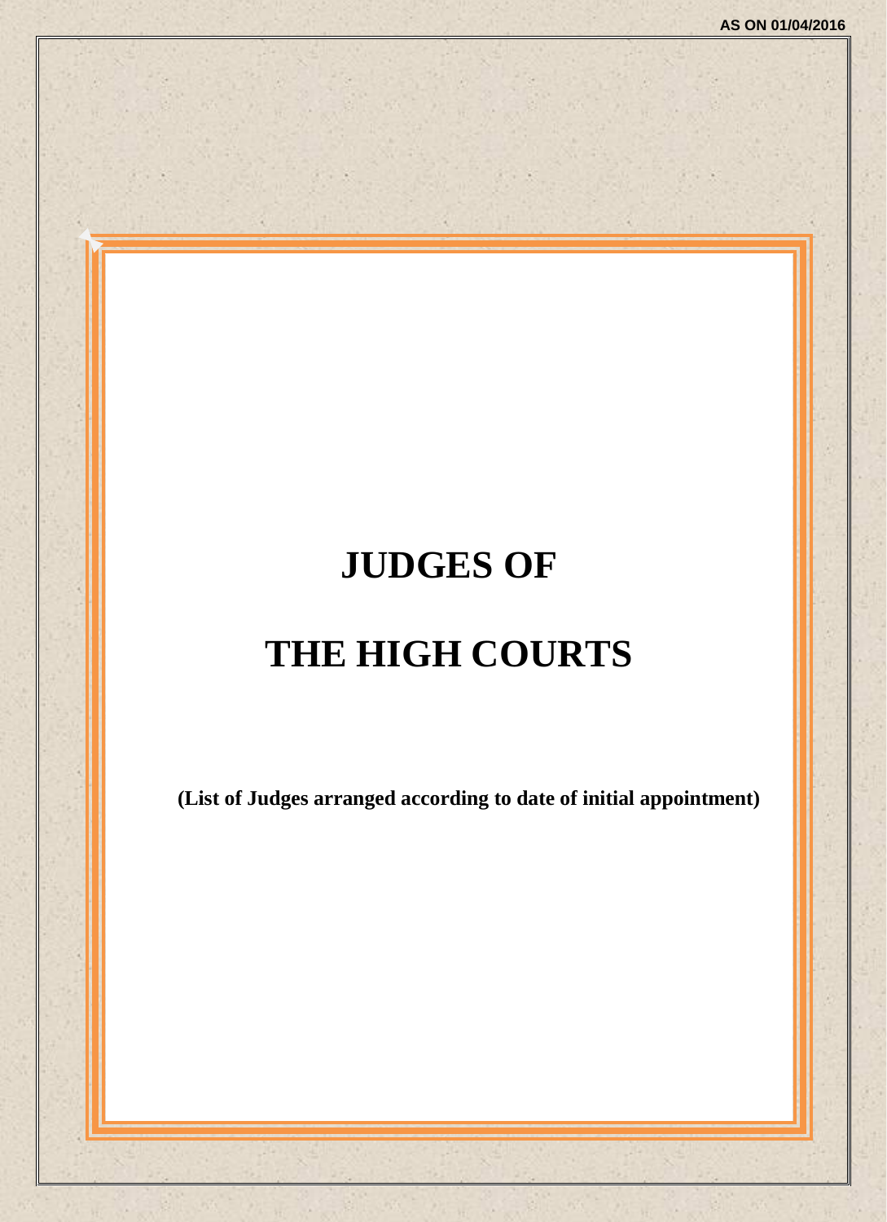AS ON 01/04/2016

# JUDGES OF

# THE HIGH COURTS

**(List of Judges arranged according to date of initial appointment)**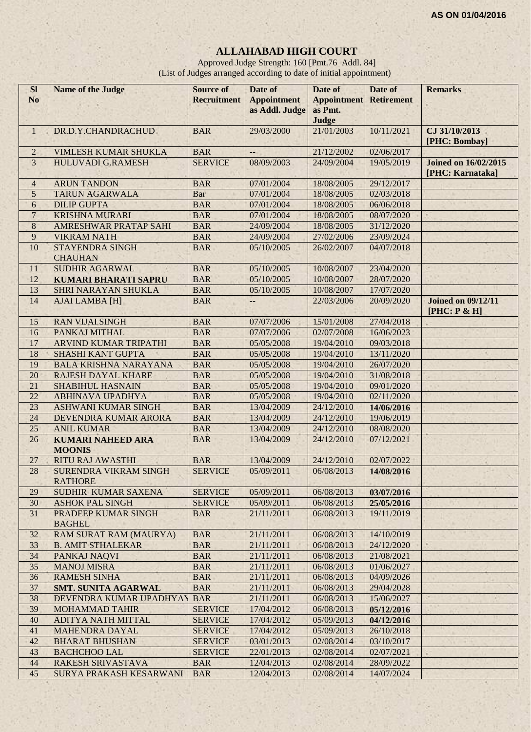AS ON 01/04/2016

# ALLAHABAD HIGH COURT

Approved Judge Strength: 160 [Pmt.76 Addl. 84]
(List of Judges arranged according to date of initial appointment)

| Sl No | Name of the Judge | Source of Recruitment | Date of Appointment as Addl. Judge | Date of Appointment as Pmt. Judge | Date of Retirement | Remarks |
|---|---|---|---|---|---|---|
| 1 | DR.D.Y.CHANDRACHUD | BAR | 29/03/2000 | 21/01/2003 | 10/11/2021 | **CJ 31/10/2013 [PHC: Bombay]** |
| 2 | VIMLESH KUMAR SHUKLA | BAR | -- | 21/12/2002 | 02/06/2017 | |
| 3 | HULUVADI G.RAMESH | SERVICE | 08/09/2003 | 24/09/2004 | 19/05/2019 | **Joined on 16/02/2015 [PHC: Karnataka]** |
| 4 | ARUN TANDON | BAR | 07/01/2004 | 18/08/2005 | 29/12/2017 | |
| 5 | TARUN AGARWALA | Bar | 07/01/2004 | 18/08/2005 | 02/03/2018 | |
| 6 | DILIP GUPTA | BAR | 07/01/2004 | 18/08/2005 | 06/06/2018 | |
| 7 | KRISHNA MURARI | BAR | 07/01/2004 | 18/08/2005 | 08/07/2020 | |
| 8 | AMRESHWAR PRATAP SAHI | BAR | 24/09/2004 | 18/08/2005 | 31/12/2020 | |
| 9 | VIKRAM NATH | BAR | 24/09/2004 | 27/02/2006 | 23/09/2024 | |
| 10 | STAYENDRA SINGH CHAUHAN | BAR | 05/10/2005 | 26/02/2007 | 04/07/2018 | |
| 11 | SUDHIR AGARWAL | BAR | 05/10/2005 | 10/08/2007 | 23/04/2020 | |
| 12 | **KUMARI BHARATI SAPRU** | BAR | 05/10/2005 | 10/08/2007 | 28/07/2020 | |
| 13 | SHRI NARAYAN SHUKLA | BAR | 05/10/2005 | 10/08/2007 | 17/07/2020 | |
| 14 | AJAI LAMBA [H] | BAR | -- | 22/03/2006 | 20/09/2020 | **Joined on 09/12/11 [PHC: P & H]** |
| 15 | RAN VIJAI SINGH | BAR | 07/07/2006 | 15/01/2008 | 27/04/2018 | |
| 16 | PANKAJ MITHAL | BAR | 07/07/2006 | 02/07/2008 | 16/06/2023 | |
| 17 | ARVIND KUMAR TRIPATHI | BAR | 05/05/2008 | 19/04/2010 | 09/03/2018 | |
| 18 | SHASHI KANT GUPTA | BAR | 05/05/2008 | 19/04/2010 | 13/11/2020 | |
| 19 | BALA KRISHNA NARAYANA | BAR | 05/05/2008 | 19/04/2010 | 26/07/2020 | |
| 20 | RAJESH DAYAL KHARE | BAR | 05/05/2008 | 19/04/2010 | 31/08/2018 | |
| 21 | SHABIHUL HASNAIN | BAR | 05/05/2008 | 19/04/2010 | 09/01/2020 | |
| 22 | ABHINAVA UPADHYA | BAR | 05/05/2008 | 19/04/2010 | 02/11/2020 | |
| 23 | ASHWANI KUMAR SINGH | BAR | 13/04/2009 | 24/12/2010 | **14/06/2016** | |
| 24 | DEVENDRA KUMAR ARORA | BAR | 13/04/2009 | 24/12/2010 | 19/06/2019 | |
| 25 | ANIL KUMAR | BAR | 13/04/2009 | 24/12/2010 | 08/08/2020 | |
| 26 | **KUMARI NAHEED ARA MOONIS** | BAR | 13/04/2009 | 24/12/2010 | 07/12/2021 | |
| 27 | RITU RAJ AWASTHI | BAR | 13/04/2009 | 24/12/2010 | 02/07/2022 | |
| 28 | SURENDRA VIKRAM SINGH RATHORE | SERVICE | 05/09/2011 | 06/08/2013 | **14/08/2016** | |
| 29 | SUDHIR KUMAR SAXENA | SERVICE | 05/09/2011 | 06/08/2013 | **03/07/2016** | |
| 30 | ASHOK PAL SINGH | SERVICE | 05/09/2011 | 06/08/2013 | **25/05/2016** | |
| 31 | PRADEEP KUMAR SINGH BAGHEL | BAR | 21/11/2011 | 06/08/2013 | 19/11/2019 | |
| 32 | RAM SURAT RAM (MAURYA) | BAR | 21/11/2011 | 06/08/2013 | 14/10/2019 | |
| 33 | B. AMIT STHALEKAR | BAR | 21/11/2011 | 06/08/2013 | 24/12/2020 | |
| 34 | PANKAJ NAQVI | BAR | 21/11/2011 | 06/08/2013 | 21/08/2021 | |
| 35 | MANOJ MISRA | BAR | 21/11/2011 | 06/08/2013 | 01/06/2027 | |
| 36 | RAMESH SINHA | BAR | 21/11/2011 | 06/08/2013 | 04/09/2026 | |
| 37 | **SMT. SUNITA AGARWAL** | BAR | 21/11/2011 | 06/08/2013 | 29/04/2028 | |
| 38 | DEVENDRA KUMAR UPADHYAY | BAR | 21/11/2011 | 06/08/2013 | 15/06/2027 | |
| 39 | MOHAMMAD TAHIR | SERVICE | 17/04/2012 | 06/08/2013 | **05/12/2016** | |
| 40 | ADITYA NATH MITTAL | SERVICE | 17/04/2012 | 05/09/2013 | **04/12/2016** | |
| 41 | MAHENDRA DAYAL | SERVICE | 17/04/2012 | 05/09/2013 | 26/10/2018 | |
| 42 | BHARAT BHUSHAN | SERVICE | 03/01/2013 | 02/08/2014 | 03/10/2017 | |
| 43 | BACHCHOO LAL | SERVICE | 22/01/2013 | 02/08/2014 | 02/07/2021 | |
| 44 | RAKESH SRIVASTAVA | BAR | 12/04/2013 | 02/08/2014 | 28/09/2022 | |
| 45 | SURYA PRAKASH KESARWANI | BAR | 12/04/2013 | 02/08/2014 | 14/07/2024 | |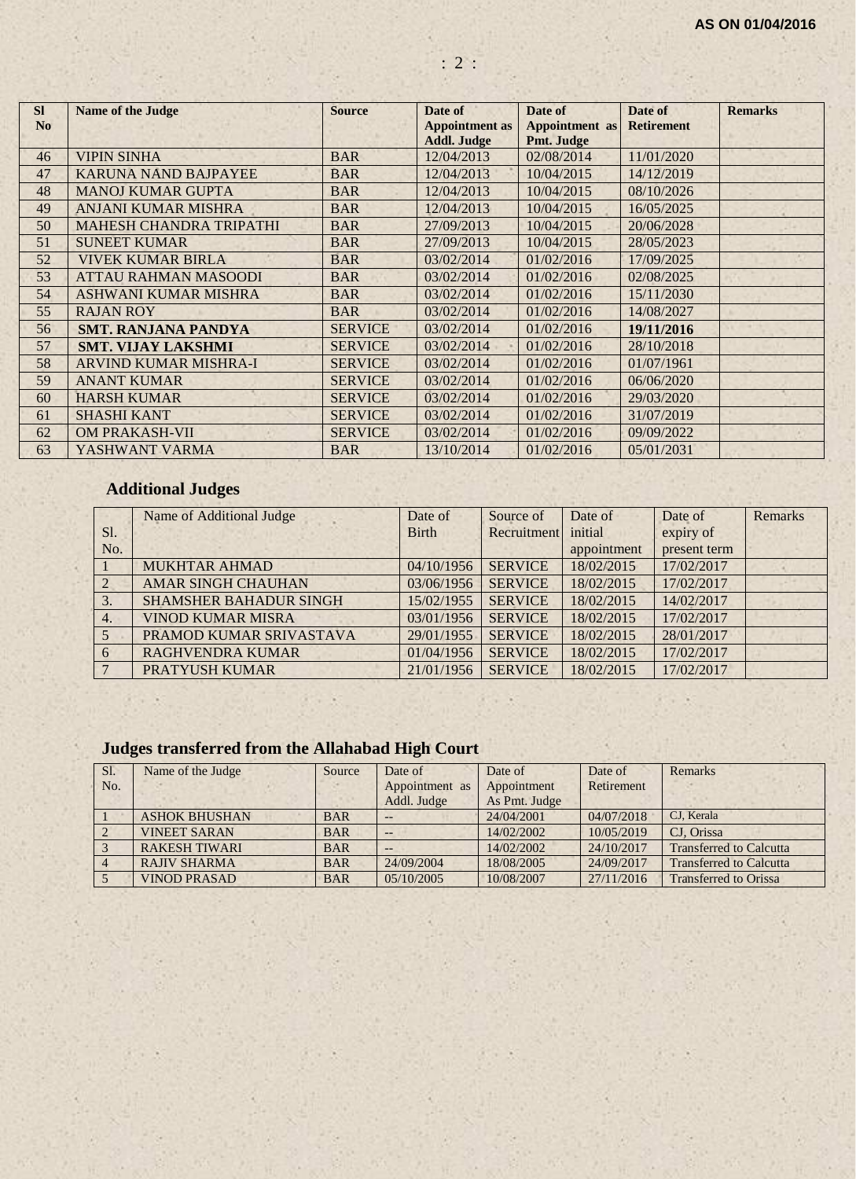**AS ON 01/04/2016**

| Sl No | Name of the Judge | Source | Date of Appointment as Addl. Judge | Date of Appointment as Pmt. Judge | Date of Retirement | Remarks |
|---|---|---|---|---|---|---|
| 46 | VIPIN SINHA | BAR | 12/04/2013 | 02/08/2014 | 11/01/2020 | |
| 47 | KARUNA NAND BAJPAYEE | BAR | 12/04/2013 | 10/04/2015 | 14/12/2019 | |
| 48 | MANOJ KUMAR GUPTA | BAR | 12/04/2013 | 10/04/2015 | 08/10/2026 | |
| 49 | ANJANI KUMAR MISHRA | BAR | 12/04/2013 | 10/04/2015 | 16/05/2025 | |
| 50 | MAHESH CHANDRA TRIPATHI | BAR | 27/09/2013 | 10/04/2015 | 20/06/2028 | |
| 51 | SUNEET KUMAR | BAR | 27/09/2013 | 10/04/2015 | 28/05/2023 | |
| 52 | VIVEK KUMAR BIRLA | BAR | 03/02/2014 | 01/02/2016 | 17/09/2025 | |
| 53 | ATTAU RAHMAN MASOODI | BAR | 03/02/2014 | 01/02/2016 | 02/08/2025 | |
| 54 | ASHWANI KUMAR MISHRA | BAR | 03/02/2014 | 01/02/2016 | 15/11/2030 | |
| 55 | RAJAN ROY | BAR | 03/02/2014 | 01/02/2016 | 14/08/2027 | |
| 56 | **SMT. RANJANA PANDYA** | SERVICE | 03/02/2014 | 01/02/2016 | **19/11/2016** | |
| 57 | **SMT. VIJAY LAKSHMI** | SERVICE | 03/02/2014 | 01/02/2016 | 28/10/2018 | |
| 58 | ARVIND KUMAR MISHRA-I | SERVICE | 03/02/2014 | 01/02/2016 | 01/07/1961 | |
| 59 | ANANT KUMAR | SERVICE | 03/02/2014 | 01/02/2016 | 06/06/2020 | |
| 60 | HARSH KUMAR | SERVICE | 03/02/2014 | 01/02/2016 | 29/03/2020 | |
| 61 | SHASHI KANT | SERVICE | 03/02/2014 | 01/02/2016 | 31/07/2019 | |
| 62 | OM PRAKASH-VII | SERVICE | 03/02/2014 | 01/02/2016 | 09/09/2022 | |
| 63 | YASHWANT VARMA | BAR | 13/10/2014 | 01/02/2016 | 05/01/2031 | |

## Additional Judges

| Sl. No. | Name of Additional Judge | Date of Birth | Source of Recruitment | Date of initial appointment | Date of expiry of present term | Remarks |
|---|---|---|---|---|---|---|
| 1 | MUKHTAR AHMAD | 04/10/1956 | SERVICE | 18/02/2015 | 17/02/2017 | |
| 2 | AMAR SINGH CHAUHAN | 03/06/1956 | SERVICE | 18/02/2015 | 17/02/2017 | |
| 3. | SHAMSHER BAHADUR SINGH | 15/02/1955 | SERVICE | 18/02/2015 | 14/02/2017 | |
| 4. | VINOD KUMAR MISRA | 03/01/1956 | SERVICE | 18/02/2015 | 17/02/2017 | |
| 5 | PRAMOD KUMAR SRIVASTAVA | 29/01/1955 | SERVICE | 18/02/2015 | 28/01/2017 | |
| 6 | RAGHVENDRA KUMAR | 01/04/1956 | SERVICE | 18/02/2015 | 17/02/2017 | |
| 7 | PRATYUSH KUMAR | 21/01/1956 | SERVICE | 18/02/2015 | 17/02/2017 | |

## Judges transferred from the Allahabad High Court

| Sl. No. | Name of the Judge | Source | Date of Appointment as Addl. Judge | Date of Appointment As Pmt. Judge | Date of Retirement | Remarks |
|---|---|---|---|---|---|---|
| 1 | ASHOK BHUSHAN | BAR | -- | 24/04/2001 | 04/07/2018 | CJ, Kerala |
| 2 | VINEET SARAN | BAR | -- | 14/02/2002 | 10/05/2019 | CJ, Orissa |
| 3 | RAKESH TIWARI | BAR | -- | 14/02/2002 | 24/10/2017 | Transferred to Calcutta |
| 4 | RAJIV SHARMA | BAR | 24/09/2004 | 18/08/2005 | 24/09/2017 | Transferred to Calcutta |
| 5 | VINOD PRASAD | BAR | 05/10/2005 | 10/08/2007 | 27/11/2016 | Transferred to Orissa |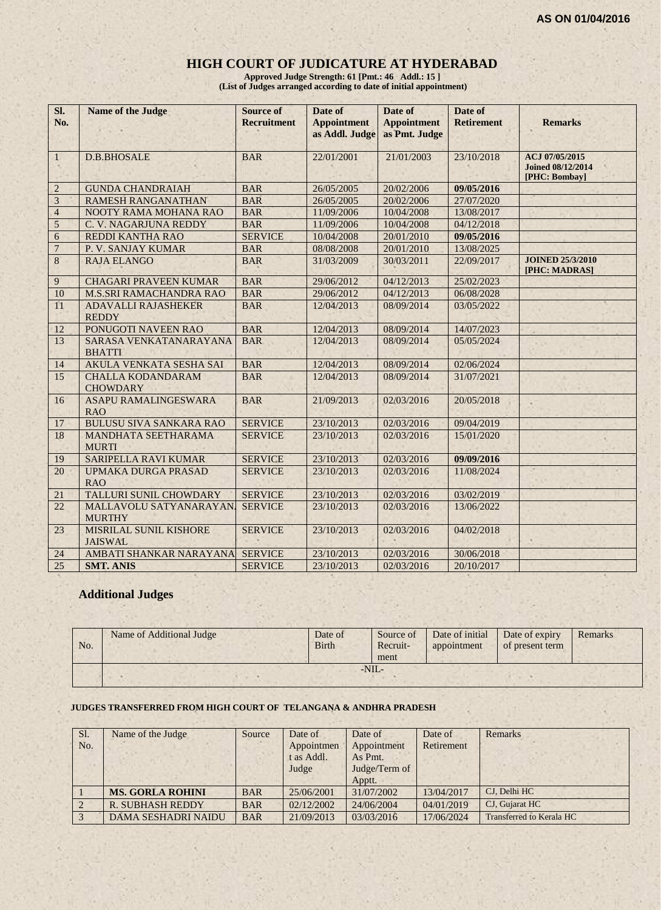**AS ON 01/04/2016**

# HIGH COURT OF JUDICATURE AT HYDERABAD

**Approved Judge Strength: 61 [Pmt.: 46 Addl.: 15 ]**
**(List of Judges arranged according to date of initial appointment)**

| Sl. No. | Name of the Judge | Source of Recruitment | Date of Appointment as Addl. Judge | Date of Appointment as Pmt. Judge | Date of Retirement | Remarks |
|---|---|---|---|---|---|---|
| 1 | D.B.BHOSALE | BAR | 22/01/2001 | 21/01/2003 | 23/10/2018 | ACJ 07/05/2015 **Joined 08/12/2014 [PHC: Bombay]** |
| 2 | GUNDA CHANDRAIAH | BAR | 26/05/2005 | 20/02/2006 | **09/05/2016** | |
| 3 | RAMESH RANGANATHAN | BAR | 26/05/2005 | 20/02/2006 | 27/07/2020 | |
| 4 | NOOTY RAMA MOHANA RAO | BAR | 11/09/2006 | 10/04/2008 | 13/08/2017 | |
| 5 | C. V. NAGARJUNA REDDY | BAR | 11/09/2006 | 10/04/2008 | 04/12/2018 | |
| 6 | REDDI KANTHA RAO | SERVICE | 10/04/2008 | 20/01/2010 | **09/05/2016** | |
| 7 | P. V. SANJAY KUMAR | BAR | 08/08/2008 | 20/01/2010 | 13/08/2025 | |
| 8 | RAJA ELANGO | BAR | 31/03/2009 | 30/03/2011 | 22/09/2017 | **JOINED 25/3/2010 [PHC: MADRAS]** |
| 9 | CHAGARI PRAVEEN KUMAR | BAR | 29/06/2012 | 04/12/2013 | 25/02/2023 | |
| 10 | M.S.SRI RAMACHANDRA RAO | BAR | 29/06/2012 | 04/12/2013 | 06/08/2028 | |
| 11 | ADAVALLI RAJASHEKER REDDY | BAR | 12/04/2013 | 08/09/2014 | 03/05/2022 | |
| 12 | PONUGOTI NAVEEN RAO | BAR | 12/04/2013 | 08/09/2014 | 14/07/2023 | |
| 13 | SARASA VENKATANARAYANA BHATTI | BAR | 12/04/2013 | 08/09/2014 | 05/05/2024 | |
| 14 | AKULA VENKATA SESHA SAI | BAR | 12/04/2013 | 08/09/2014 | 02/06/2024 | |
| 15 | CHALLA KODANDARAM CHOWDARY | BAR | 12/04/2013 | 08/09/2014 | 31/07/2021 | |
| 16 | ASAPU RAMALINGESWARA RAO | BAR | 21/09/2013 | 02/03/2016 | 20/05/2018 | |
| 17 | BULUSU SIVA SANKARA RAO | SERVICE | 23/10/2013 | 02/03/2016 | 09/04/2019 | |
| 18 | MANDHATA SEETHARAMA MURTI | SERVICE | 23/10/2013 | 02/03/2016 | 15/01/2020 | |
| 19 | SARIPELLA RAVI KUMAR | SERVICE | 23/10/2013 | 02/03/2016 | **09/09/2016** | |
| 20 | UPMAKA DURGA PRASAD RAO | SERVICE | 23/10/2013 | 02/03/2016 | 11/08/2024 | |
| 21 | TALLURI SUNIL CHOWDARY | SERVICE | 23/10/2013 | 02/03/2016 | 03/02/2019 | |
| 22 | MALLAVOLU SATYANARAYAN. MURTHY | SERVICE | 23/10/2013 | 02/03/2016 | 13/06/2022 | |
| 23 | MISRILAL SUNIL KISHORE JAISWAL | SERVICE | 23/10/2013 | 02/03/2016 | 04/02/2018 | |
| 24 | AMBATI SHANKAR NARAYANA | SERVICE | 23/10/2013 | 02/03/2016 | 30/06/2018 | |
| 25 | **SMT. ANIS** | SERVICE | 23/10/2013 | 02/03/2016 | 20/10/2017 | |

## Additional Judges

| No. | Name of Additional Judge | Date of Birth | Source of Recruit-ment | Date of initial appointment | Date of expiry of present term | Remarks |
|---|---|---|---|---|---|---|
| | -NIL- | | | | | |

**JUDGES TRANSFERRED FROM HIGH COURT OF TELANGANA & ANDHRA PRADESH**

| Sl. No. | Name of the Judge | Source | Date of Appointmen t as Addl. Judge | Date of Appointment As Pmt. Judge/Term of Apptt. | Date of Retirement | Remarks |
|---|---|---|---|---|---|---|
| 1 | **MS. GORLA ROHINI** | BAR | 25/06/2001 | 31/07/2002 | 13/04/2017 | CJ, Delhi HC |
| 2 | R. SUBHASH REDDY | BAR | 02/12/2002 | 24/06/2004 | 04/01/2019 | CJ, Gujarat HC |
| 3 | DAMA SESHADRI NAIDU | BAR | 21/09/2013 | 03/03/2016 | 17/06/2024 | Transferred to Kerala HC |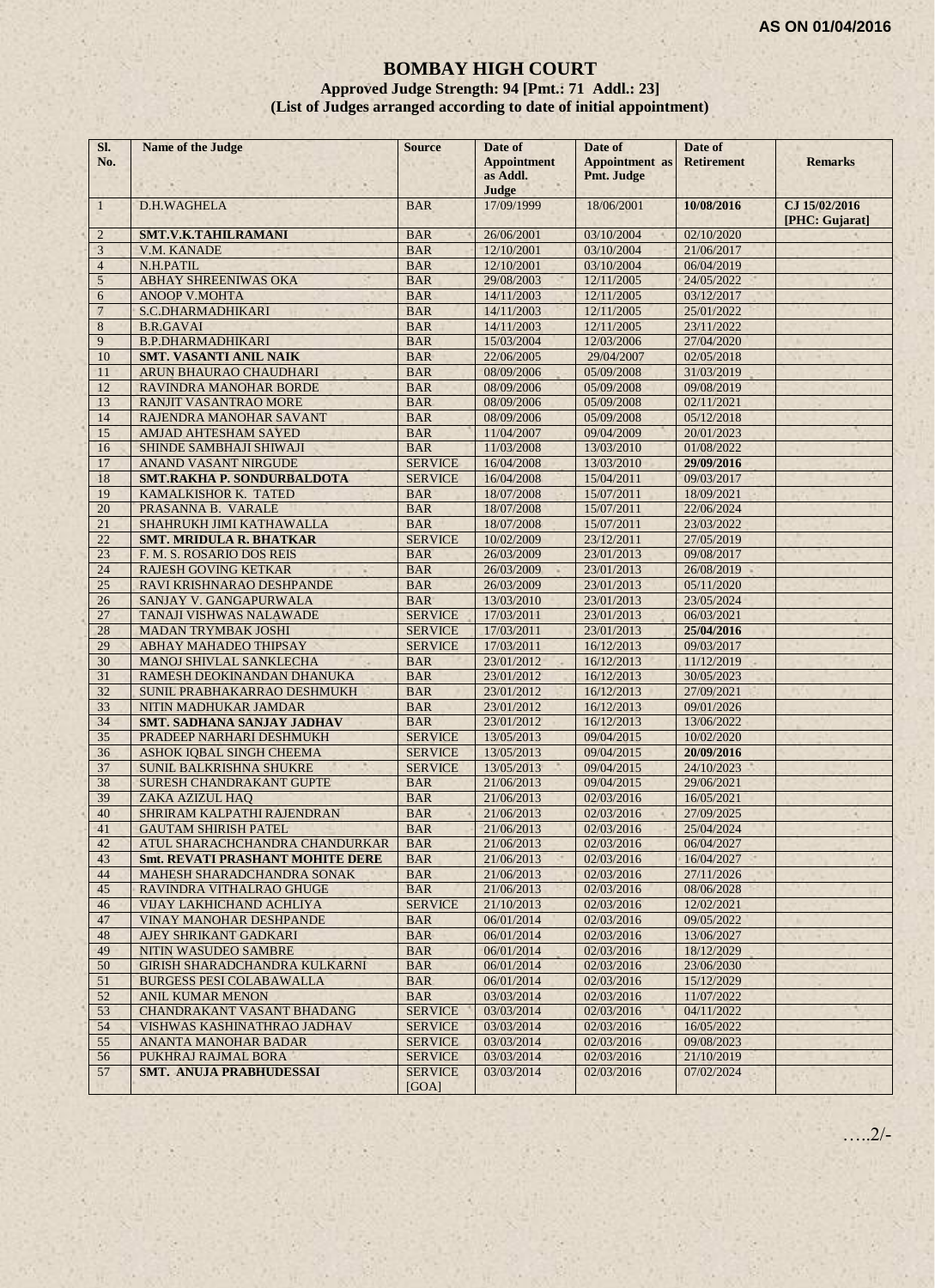**AS ON 01/04/2016**

# BOMBAY HIGH COURT

### Approved Judge Strength: 94 [Pmt.: 71 Addl.: 23]

### (List of Judges arranged according to date of initial appointment)

| Sl. No. | Name of the Judge | Source | Date of Appointment as Addl. Judge | Date of Appointment as Pmt. Judge | Date of Retirement | Remarks |
|---|---|---|---|---|---|---|
| 1 | D.H.WAGHELA | BAR | 17/09/1999 | 18/06/2001 | **10/08/2016** | **CJ 15/02/2016 [PHC: Gujarat]** |
| 2 | **SMT.V.K.TAHILRAMANI** | BAR | 26/06/2001 | 03/10/2004 | 02/10/2020 | |
| 3 | V.M. KANADE | BAR | 12/10/2001 | 03/10/2004 | 21/06/2017 | |
| 4 | N.H.PATIL | BAR | 12/10/2001 | 03/10/2004 | 06/04/2019 | |
| 5 | ABHAY SHREENIWAS OKA | BAR | 29/08/2003 | 12/11/2005 | 24/05/2022 | |
| 6 | ANOOP V.MOHTA | BAR | 14/11/2003 | 12/11/2005 | 03/12/2017 | |
| 7 | S.C.DHARMADHIKARI | BAR | 14/11/2003 | 12/11/2005 | 25/01/2022 | |
| 8 | B.R.GAVAI | BAR | 14/11/2003 | 12/11/2005 | 23/11/2022 | |
| 9 | B.P.DHARMADHIKARI | BAR | 15/03/2004 | 12/03/2006 | 27/04/2020 | |
| 10 | **SMT. VASANTI ANIL NAIK** | BAR | 22/06/2005 | 29/04/2007 | 02/05/2018 | |
| 11 | ARUN BHAURAO CHAUDHARI | BAR | 08/09/2006 | 05/09/2008 | 31/03/2019 | |
| 12 | RAVINDRA MANOHAR BORDE | BAR | 08/09/2006 | 05/09/2008 | 09/08/2019 | |
| 13 | RANJIT VASANTRAO MORE | BAR | 08/09/2006 | 05/09/2008 | 02/11/2021 | |
| 14 | RAJENDRA MANOHAR SAVANT | BAR | 08/09/2006 | 05/09/2008 | 05/12/2018 | |
| 15 | AMJAD AHTESHAM SAYED | BAR | 11/04/2007 | 09/04/2009 | 20/01/2023 | |
| 16 | SHINDE SAMBHAJI SHIWAJI | BAR | 11/03/2008 | 13/03/2010 | 01/08/2022 | |
| 17 | ANAND VASANT NIRGUDE | SERVICE | 16/04/2008 | 13/03/2010 | **29/09/2016** | |
| 18 | **SMT.RAKHA P. SONDURBALDOTA** | SERVICE | 16/04/2008 | 15/04/2011 | 09/03/2017 | |
| 19 | KAMALKISHOR K. TATED | BAR | 18/07/2008 | 15/07/2011 | 18/09/2021 | |
| 20 | PRASANNA B. VARALE | BAR | 18/07/2008 | 15/07/2011 | 22/06/2024 | |
| 21 | SHAHRUKH JIMI KATHAWALLA | BAR | 18/07/2008 | 15/07/2011 | 23/03/2022 | |
| 22 | **SMT. MRIDULA R. BHATKAR** | SERVICE | 10/02/2009 | 23/12/2011 | 27/05/2019 | |
| 23 | F. M. S. ROSARIO DOS REIS | BAR | 26/03/2009 | 23/01/2013 | 09/08/2017 | |
| 24 | RAJESH GOVING KETKAR | BAR | 26/03/2009 | 23/01/2013 | 26/08/2019 | |
| 25 | RAVI KRISHNARAO DESHPANDE | BAR | 26/03/2009 | 23/01/2013 | 05/11/2020 | |
| 26 | SANJAY V. GANGAPURWALA | BAR | 13/03/2010 | 23/01/2013 | 23/05/2024 | |
| 27 | TANAJI VISHWAS NALAWADE | SERVICE | 17/03/2011 | 23/01/2013 | 06/03/2021 | |
| 28 | MADAN TRYMBAK JOSHI | SERVICE | 17/03/2011 | 23/01/2013 | **25/04/2016** | |
| 29 | ABHAY MAHADEO THIPSAY | SERVICE | 17/03/2011 | 16/12/2013 | 09/03/2017 | |
| 30 | MANOJ SHIVLAL SANKLECHA | BAR | 23/01/2012 | 16/12/2013 | 11/12/2019 | |
| 31 | RAMESH DEOKINANDAN DHANUKA | BAR | 23/01/2012 | 16/12/2013 | 30/05/2023 | |
| 32 | SUNIL PRABHAKARRAO DESHMUKH | BAR | 23/01/2012 | 16/12/2013 | 27/09/2021 | |
| 33 | NITIN MADHUKAR JAMDAR | BAR | 23/01/2012 | 16/12/2013 | 09/01/2026 | |
| 34 | **SMT. SADHANA SANJAY JADHAV** | BAR | 23/01/2012 | 16/12/2013 | 13/06/2022 | |
| 35 | PRADEEP NARHARI DESHMUKH | SERVICE | 13/05/2013 | 09/04/2015 | 10/02/2020 | |
| 36 | ASHOK IQBAL SINGH CHEEMA | SERVICE | 13/05/2013 | 09/04/2015 | **20/09/2016** | |
| 37 | SUNIL BALKRISHNA SHUKRE | SERVICE | 13/05/2013 | 09/04/2015 | 24/10/2023 | |
| 38 | SURESH CHANDRAKANT GUPTE | BAR | 21/06/2013 | 09/04/2015 | 29/06/2021 | |
| 39 | ZAKA AZIZUL HAQ | BAR | 21/06/2013 | 02/03/2016 | 16/05/2021 | |
| 40 | SHRIRAM KALPATHI RAJENDRAN | BAR | 21/06/2013 | 02/03/2016 | 27/09/2025 | |
| 41 | GAUTAM SHIRISH PATEL | BAR | 21/06/2013 | 02/03/2016 | 25/04/2024 | |
| 42 | ATUL SHARACHCHANDRA CHANDURKAR | BAR | 21/06/2013 | 02/03/2016 | 06/04/2027 | |
| 43 | **Smt. REVATI PRASHANT MOHITE DERE** | BAR | 21/06/2013 | 02/03/2016 | 16/04/2027 | |
| 44 | MAHESH SHARADCHANDRA SONAK | BAR | 21/06/2013 | 02/03/2016 | 27/11/2026 | |
| 45 | RAVINDRA VITHALRAO GHUGE | BAR | 21/06/2013 | 02/03/2016 | 08/06/2028 | |
| 46 | VIJAY LAKHICHAND ACHLIYA | SERVICE | 21/10/2013 | 02/03/2016 | 12/02/2021 | |
| 47 | VINAY MANOHAR DESHPANDE | BAR | 06/01/2014 | 02/03/2016 | 09/05/2022 | |
| 48 | AJEY SHRIKANT GADKARI | BAR | 06/01/2014 | 02/03/2016 | 13/06/2027 | |
| 49 | NITIN WASUDEO SAMBRE | BAR | 06/01/2014 | 02/03/2016 | 18/12/2029 | |
| 50 | GIRISH SHARADCHANDRA KULKARNI | BAR | 06/01/2014 | 02/03/2016 | 23/06/2030 | |
| 51 | BURGESS PESI COLABAWALLA | BAR | 06/01/2014 | 02/03/2016 | 15/12/2029 | |
| 52 | ANIL KUMAR MENON | BAR | 03/03/2014 | 02/03/2016 | 11/07/2022 | |
| 53 | CHANDRAKANT VASANT BHADANG | SERVICE | 03/03/2014 | 02/03/2016 | 04/11/2022 | |
| 54 | VISHWAS KASHINATHRAO JADHAV | SERVICE | 03/03/2014 | 02/03/2016 | 16/05/2022 | |
| 55 | ANANTA MANOHAR BADAR | SERVICE | 03/03/2014 | 02/03/2016 | 09/08/2023 | |
| 56 | PUKHRAJ RAJMAL BORA | SERVICE | 03/03/2014 | 02/03/2016 | 21/10/2019 | |
| 57 | **SMT. ANUJA PRABHUDESSAI** | SERVICE [GOA] | 03/03/2014 | 02/03/2016 | 07/02/2024 | |

…..2/-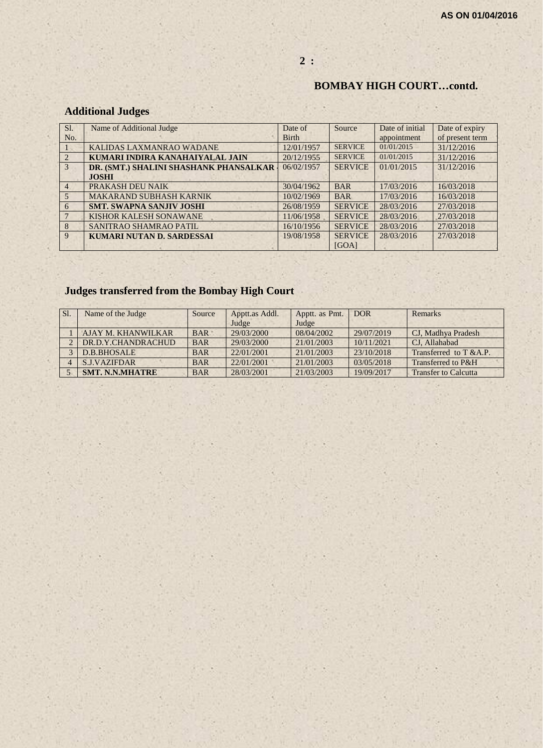AS ON 01/04/2016

## BOMBAY HIGH COURT…contd.

### Additional Judges

| Sl. No. | Name of Additional Judge | Date of Birth | Source | Date of initial appointment | Date of expiry of present term |
|---|---|---|---|---|---|
| 1 | KALIDAS LAXMANRAO WADANE | 12/01/1957 | SERVICE | 01/01/2015 | 31/12/2016 |
| 2 | **KUMARI INDIRA KANAHAIYALAL JAIN** | 20/12/1955 | SERVICE | 01/01/2015 | 31/12/2016 |
| 3 | **DR. (SMT.) SHALINI SHASHANK PHANSALKAR - JOSHI** | 06/02/1957 | SERVICE | 01/01/2015 | 31/12/2016 |
| 4 | PRAKASH DEU NAIK | 30/04/1962 | BAR | 17/03/2016 | 16/03/2018 |
| 5 | MAKARAND SUBHASH KARNIK | 10/02/1969 | BAR | 17/03/2016 | 16/03/2018 |
| 6 | **SMT. SWAPNA SANJIV JOSHI** | 26/08/1959 | SERVICE | 28/03/2016 | 27/03/2018 |
| 7 | KISHOR KALESH SONAWANE | 11/06/1958 | SERVICE | 28/03/2016 | 27/03/2018 |
| 8 | SANITRAO SHAMRAO PATIL | 16/10/1956 | SERVICE | 28/03/2016 | 27/03/2018 |
| 9 | **KUMARI NUTAN D. SARDESSAI** | 19/08/1958 | SERVICE [GOA] | 28/03/2016 | 27/03/2018 |

### Judges transferred from the Bombay High Court

| Sl. | Name of the Judge | Source | Apptt.as Addl. Judge | Apptt. as Pmt. Judge | DOR | Remarks |
|---|---|---|---|---|---|---|
| 1 | AJAY M. KHANWILKAR | BAR | 29/03/2000 | 08/04/2002 | 29/07/2019 | CJ, Madhya Pradesh |
| 2 | DR.D.Y.CHANDRACHUD | BAR | 29/03/2000 | 21/01/2003 | 10/11/2021 | CJ, Allahabad |
| 3 | D.B.BHOSALE | BAR | 22/01/2001 | 21/01/2003 | 23/10/2018 | Transferred to T &A.P. |
| 4 | S.J.VAZIFDAR | BAR | 22/01/2001 | 21/01/2003 | 03/05/2018 | Transferred to P&H |
| 5 | **SMT. N.N.MHATRE** | BAR | 28/03/2001 | 21/03/2003 | 19/09/2017 | Transfer to Calcutta |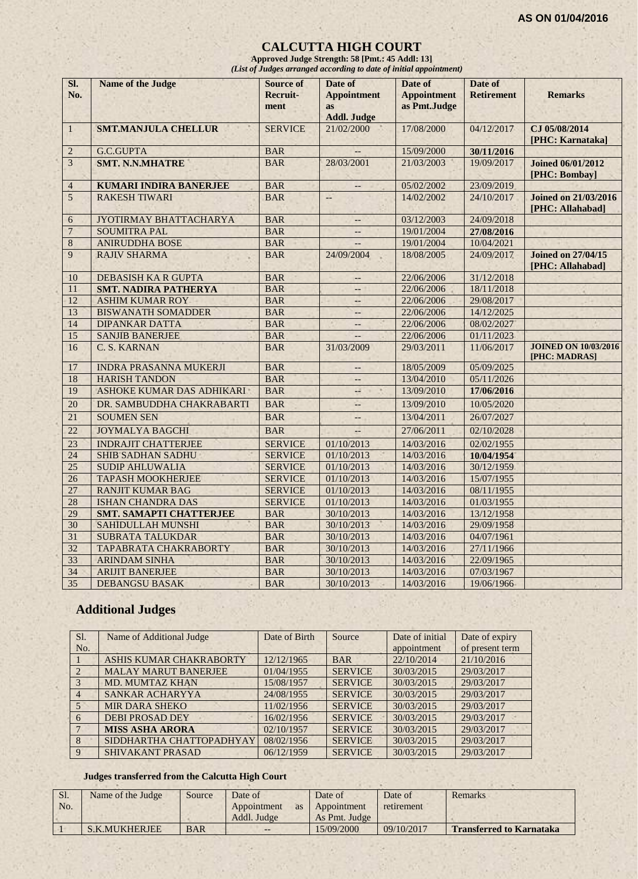AS ON 01/04/2016

# CALCUTTA HIGH COURT

**Approved Judge Strength: 58 [Pmt.: 45 Addl: 13]**

*(List of Judges arranged according to date of initial appointment)*

| Sl. No. | Name of the Judge | Source of Recruit-ment | Date of Appointment as Addl. Judge | Date of Appointment as Pmt.Judge | Date of Retirement | Remarks |
|---|---|---|---|---|---|---|
| 1 | **SMT.MANJULA CHELLUR** | SERVICE | 21/02/2000 | 17/08/2000 | 04/12/2017 | **CJ 05/08/2014 [PHC: Karnataka]** |
| 2 | G.C.GUPTA | BAR | -- | 15/09/2000 | **30/11/2016** | |
| 3 | **SMT. N.N.MHATRE** | BAR | 28/03/2001 | 21/03/2003 | 19/09/2017 | **Joined 06/01/2012 [PHC: Bombay]** |
| 4 | **KUMARI INDIRA BANERJEE** | BAR | -- | 05/02/2002 | 23/09/2019 | |
| 5 | RAKESH TIWARI | BAR | -- | 14/02/2002 | 24/10/2017 | **Joined on 21/03/2016 [PHC: Allahabad]** |
| 6 | JYOTIRMAY BHATTACHARYA | BAR | -- | 03/12/2003 | 24/09/2018 | |
| 7 | SOUMITRA PAL | BAR | -- | 19/01/2004 | **27/08/2016** | |
| 8 | ANIRUDDHA BOSE | BAR | -- | 19/01/2004 | 10/04/2021 | |
| 9 | RAJIV SHARMA | BAR | 24/09/2004 | 18/08/2005 | 24/09/2017 | **Joined on 27/04/15 [PHC: Allahabad]** |
| 10 | DEBASISH KA R GUPTA | BAR | -- | 22/06/2006 | 31/12/2018 | |
| 11 | **SMT. NADIRA PATHERYA** | BAR | -- | 22/06/2006 | 18/11/2018 | |
| 12 | ASHIM KUMAR ROY | BAR | -- | 22/06/2006 | 29/08/2017 | |
| 13 | BISWANATH SOMADDER | BAR | -- | 22/06/2006 | 14/12/2025 | |
| 14 | DIPANKAR DATTA | BAR | -- | 22/06/2006 | 08/02/2027 | |
| 15 | SANJIB BANERJEE | BAR | -- | 22/06/2006 | 01/11/2023 | |
| 16 | C. S. KARNAN | BAR | 31/03/2009 | 29/03/2011 | 11/06/2017 | **JOINED ON 10/03/2016 [PHC: MADRAS]** |
| 17 | INDRA PRASANNA MUKERJI | BAR | -- | 18/05/2009 | 05/09/2025 | |
| 18 | HARISH TANDON | BAR | -- | 13/04/2010 | 05/11/2026 | |
| 19 | ASHOKE KUMAR DAS ADHIKARI | BAR | -- | 13/09/2010 | **17/06/2016** | |
| 20 | DR. SAMBUDDHA CHAKRABARTI | BAR | -- | 13/09/2010 | 10/05/2020 | |
| 21 | SOUMEN SEN | BAR | -- | 13/04/2011 | 26/07/2027 | |
| 22 | JOYMALYA BAGCHI | BAR | -- | 27/06/2011 | 02/10/2028 | |
| 23 | INDRAJIT CHATTERJEE | SERVICE | 01/10/2013 | 14/03/2016 | 02/02/1955 | |
| 24 | SHIB SADHAN SADHU | SERVICE | 01/10/2013 | 14/03/2016 | **10/04/1954** | |
| 25 | SUDIP AHLUWALIA | SERVICE | 01/10/2013 | 14/03/2016 | 30/12/1959 | |
| 26 | TAPASH MOOKHERJEE | SERVICE | 01/10/2013 | 14/03/2016 | 15/07/1955 | |
| 27 | RANJIT KUMAR BAG | SERVICE | 01/10/2013 | 14/03/2016 | 08/11/1955 | |
| 28 | ISHAN CHANDRA DAS | SERVICE | 01/10/2013 | 14/03/2016 | 01/03/1955 | |
| 29 | **SMT. SAMAPTI CHATTERJEE** | BAR | 30/10/2013 | 14/03/2016 | 13/12/1958 | |
| 30 | SAHIDULLAH MUNSHI | BAR | 30/10/2013 | 14/03/2016 | 29/09/1958 | |
| 31 | SUBRATA TALUKDAR | BAR | 30/10/2013 | 14/03/2016 | 04/07/1961 | |
| 32 | TAPABRATA CHAKRABORTY | BAR | 30/10/2013 | 14/03/2016 | 27/11/1966 | |
| 33 | ARINDAM SINHA | BAR | 30/10/2013 | 14/03/2016 | 22/09/1965 | |
| 34 | ARIJIT BANERJEE | BAR | 30/10/2013 | 14/03/2016 | 07/03/1967 | |
| 35 | DEBANGSU BASAK | BAR | 30/10/2013 | 14/03/2016 | 19/06/1966 | |

## Additional Judges

| Sl. No. | Name of Additional Judge | Date of Birth | Source | Date of initial appointment | Date of expiry of present term |
|---|---|---|---|---|---|
| 1 | ASHIS KUMAR CHAKRABORTY | 12/12/1965 | BAR | 22/10/2014 | 21/10/2016 |
| 2 | MALAY MARUT BANERJEE | 01/04/1955 | SERVICE | 30/03/2015 | 29/03/2017 |
| 3 | MD. MUMTAZ KHAN | 15/08/1957 | SERVICE | 30/03/2015 | 29/03/2017 |
| 4 | SANKAR ACHARYYA | 24/08/1955 | SERVICE | 30/03/2015 | 29/03/2017 |
| 5 | MIR DARA SHEKO | 11/02/1956 | SERVICE | 30/03/2015 | 29/03/2017 |
| 6 | DEBI PROSAD DEY | 16/02/1956 | SERVICE | 30/03/2015 | 29/03/2017 |
| 7 | **MISS ASHA ARORA** | 02/10/1957 | SERVICE | 30/03/2015 | 29/03/2017 |
| 8 | SIDDHARTHA CHATTOPADHYAY | 08/02/1956 | SERVICE | 30/03/2015 | 29/03/2017 |
| 9 | SHIVAKANT PRASAD | 06/12/1959 | SERVICE | 30/03/2015 | 29/03/2017 |

### Judges transferred from the Calcutta High Court

| Sl. No. | Name of the Judge | Source | Date of Appointment as Addl. Judge | Date of Appointment As Pmt. Judge | Date of retirement | Remarks |
|---|---|---|---|---|---|---|
| 1 | S.K.MUKHERJEE | BAR | -- | 15/09/2000 | 09/10/2017 | **Transferred to Karnataka** |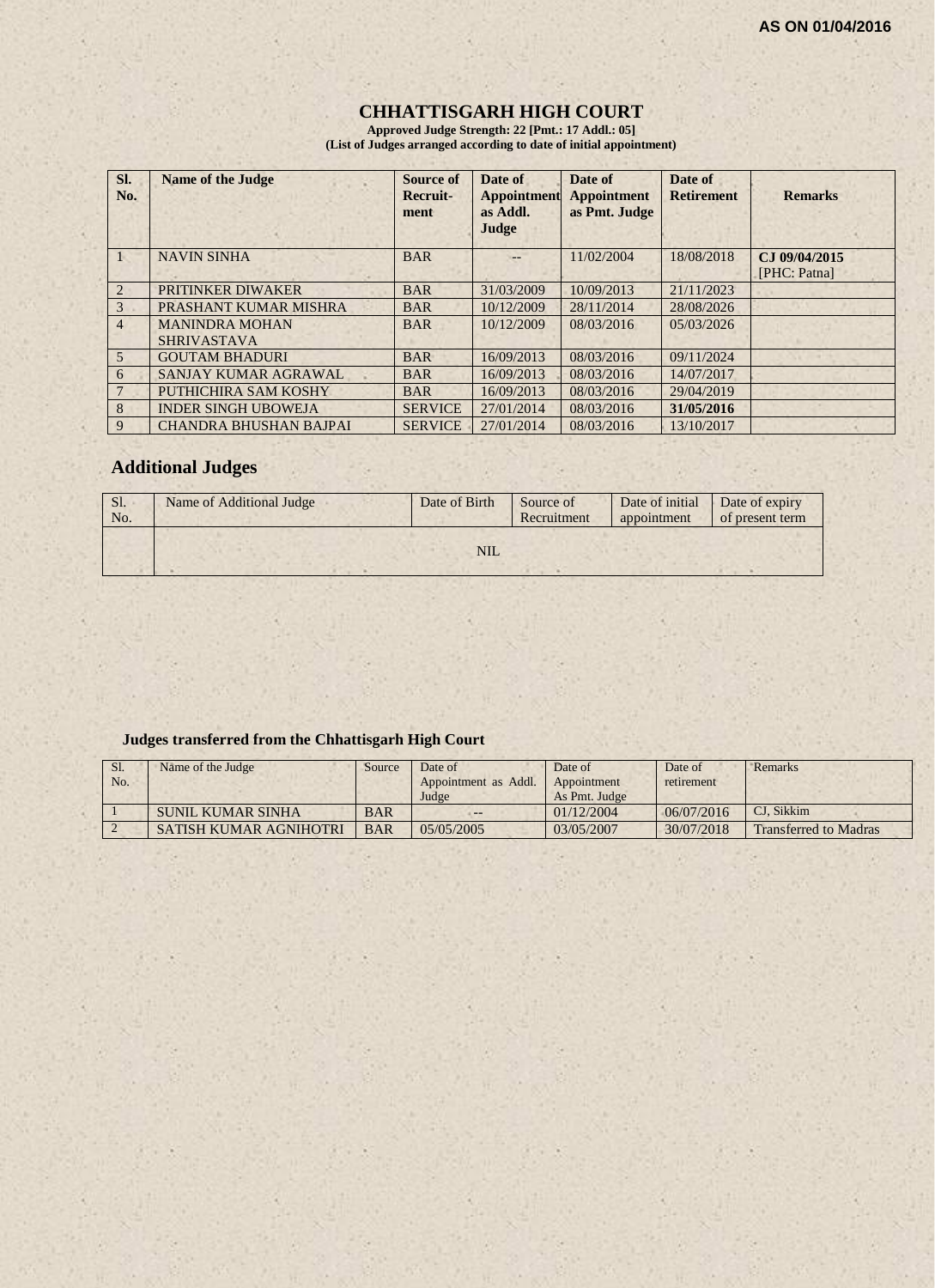AS ON 01/04/2016

# CHHATTISGARH HIGH COURT

**Approved Judge Strength: 22 [Pmt.: 17 Addl.: 05]**
**(List of Judges arranged according to date of initial appointment)**

| Sl. No. | Name of the Judge | Source of Recruit-ment | Date of Appointment as Addl. Judge | Date of Appointment as Pmt. Judge | Date of Retirement | Remarks |
|---|---|---|---|---|---|---|
| 1 | NAVIN SINHA | BAR | -- | 11/02/2004 | 18/08/2018 | **CJ 09/04/2015** [PHC: Patna] |
| 2 | PRITINKER DIWAKER | BAR | 31/03/2009 | 10/09/2013 | 21/11/2023 | |
| 3 | PRASHANT KUMAR MISHRA | BAR | 10/12/2009 | 28/11/2014 | 28/08/2026 | |
| 4 | MANINDRA MOHAN SHRIVASTAVA | BAR | 10/12/2009 | 08/03/2016 | 05/03/2026 | |
| 5 | GOUTAM BHADURI | BAR | 16/09/2013 | 08/03/2016 | 09/11/2024 | |
| 6 | SANJAY KUMAR AGRAWAL | BAR | 16/09/2013 | 08/03/2016 | 14/07/2017 | |
| 7 | PUTHICHIRA SAM KOSHY | BAR | 16/09/2013 | 08/03/2016 | 29/04/2019 | |
| 8 | INDER SINGH UBOWEJA | SERVICE | 27/01/2014 | 08/03/2016 | **31/05/2016** | |
| 9 | CHANDRA BHUSHAN BAJPAI | SERVICE | 27/01/2014 | 08/03/2016 | 13/10/2017 | |

## Additional Judges

| Sl. No. | Name of Additional Judge | Date of Birth | Source of Recruitment | Date of initial appointment | Date of expiry of present term |
|---|---|---|---|---|---|
| | NIL | | | | |

### Judges transferred from the Chhattisgarh High Court

| Sl. No. | Name of the Judge | Source | Date of Appointment as Addl. Judge | Date of Appointment As Pmt. Judge | Date of retirement | Remarks |
|---|---|---|---|---|---|---|
| 1 | SUNIL KUMAR SINHA | BAR | -- | 01/12/2004 | 06/07/2016 | CJ, Sikkim |
| 2 | SATISH KUMAR AGNIHOTRI | BAR | 05/05/2005 | 03/05/2007 | 30/07/2018 | Transferred to Madras |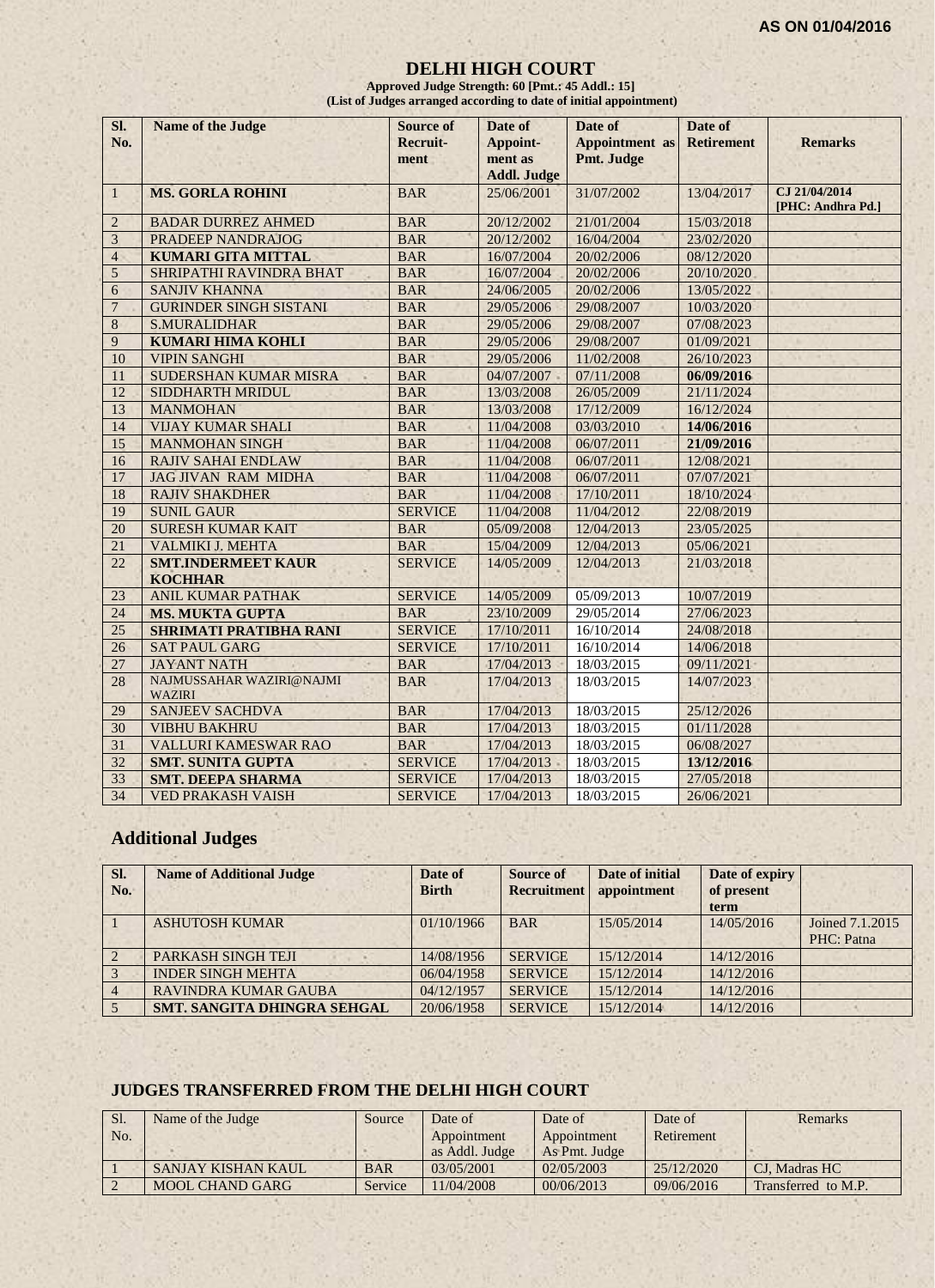AS ON 01/04/2016

# DELHI HIGH COURT

**Approved Judge Strength: 60 [Pmt.: 45 Addl.: 15]**
**(List of Judges arranged according to date of initial appointment)**

| Sl. No. | Name of the Judge | Source of Recruit-ment | Date of Appoint-ment as Addl. Judge | Date of Appointment as Pmt. Judge | Date of Retirement | Remarks |
|---|---|---|---|---|---|---|
| 1 | **MS. GORLA ROHINI** | BAR | 25/06/2001 | 31/07/2002 | 13/04/2017 | **CJ 21/04/2014 [PHC: Andhra Pd.]** |
| 2 | BADAR DURREZ AHMED | BAR | 20/12/2002 | 21/01/2004 | 15/03/2018 | |
| 3 | PRADEEP NANDRAJOG | BAR | 20/12/2002 | 16/04/2004 | 23/02/2020 | |
| 4 | **KUMARI GITA MITTAL** | BAR | 16/07/2004 | 20/02/2006 | 08/12/2020 | |
| 5 | SHRIPATHI RAVINDRA BHAT | BAR | 16/07/2004 | 20/02/2006 | 20/10/2020 | |
| 6 | SANJIV KHANNA | BAR | 24/06/2005 | 20/02/2006 | 13/05/2022 | |
| 7 | GURINDER SINGH SISTANI | BAR | 29/05/2006 | 29/08/2007 | 10/03/2020 | |
| 8 | S.MURALIDHAR | BAR | 29/05/2006 | 29/08/2007 | 07/08/2023 | |
| 9 | **KUMARI HIMA KOHLI** | BAR | 29/05/2006 | 29/08/2007 | 01/09/2021 | |
| 10 | VIPIN SANGHI | BAR | 29/05/2006 | 11/02/2008 | 26/10/2023 | |
| 11 | SUDERSHAN KUMAR MISRA | BAR | 04/07/2007 | 07/11/2008 | **06/09/2016** | |
| 12 | SIDDHARTH MRIDUL | BAR | 13/03/2008 | 26/05/2009 | 21/11/2024 | |
| 13 | MANMOHAN | BAR | 13/03/2008 | 17/12/2009 | 16/12/2024 | |
| 14 | VIJAY KUMAR SHALI | BAR | 11/04/2008 | 03/03/2010 | **14/06/2016** | |
| 15 | MANMOHAN SINGH | BAR | 11/04/2008 | 06/07/2011 | **21/09/2016** | |
| 16 | RAJIV SAHAI ENDLAW | BAR | 11/04/2008 | 06/07/2011 | 12/08/2021 | |
| 17 | JAG JIVAN RAM MIDHA | BAR | 11/04/2008 | 06/07/2011 | 07/07/2021 | |
| 18 | RAJIV SHAKDHER | BAR | 11/04/2008 | 17/10/2011 | 18/10/2024 | |
| 19 | SUNIL GAUR | SERVICE | 11/04/2008 | 11/04/2012 | 22/08/2019 | |
| 20 | SURESH KUMAR KAIT | BAR | 05/09/2008 | 12/04/2013 | 23/05/2025 | |
| 21 | VALMIKI J. MEHTA | BAR | 15/04/2009 | 12/04/2013 | 05/06/2021 | |
| 22 | **SMT.INDERMEET KAUR KOCHHAR** | SERVICE | 14/05/2009 | 12/04/2013 | 21/03/2018 | |
| 23 | ANIL KUMAR PATHAK | SERVICE | 14/05/2009 | 05/09/2013 | 10/07/2019 | |
| 24 | **MS. MUKTA GUPTA** | BAR | 23/10/2009 | 29/05/2014 | 27/06/2023 | |
| 25 | **SHRIMATI PRATIBHA RANI** | SERVICE | 17/10/2011 | 16/10/2014 | 24/08/2018 | |
| 26 | SAT PAUL GARG | SERVICE | 17/10/2011 | 16/10/2014 | 14/06/2018 | |
| 27 | JAYANT NATH | BAR | 17/04/2013 | 18/03/2015 | 09/11/2021 | |
| 28 | NAJMUSSAHAR WAZIRI@NAJMI WAZIRI | BAR | 17/04/2013 | 18/03/2015 | 14/07/2023 | |
| 29 | SANJEEV SACHDVA | BAR | 17/04/2013 | 18/03/2015 | 25/12/2026 | |
| 30 | VIBHU BAKHRU | BAR | 17/04/2013 | 18/03/2015 | 01/11/2028 | |
| 31 | VALLURI KAMESWAR RAO | BAR | 17/04/2013 | 18/03/2015 | 06/08/2027 | |
| 32 | **SMT. SUNITA GUPTA** | SERVICE | 17/04/2013 | 18/03/2015 | **13/12/2016** | |
| 33 | **SMT. DEEPA SHARMA** | SERVICE | 17/04/2013 | 18/03/2015 | 27/05/2018 | |
| 34 | VED PRAKASH VAISH | SERVICE | 17/04/2013 | 18/03/2015 | 26/06/2021 | |

## Additional Judges

| Sl. No. | Name of Additional Judge | Date of Birth | Source of Recruitment | Date of initial appointment | Date of expiry of present term | |
|---|---|---|---|---|---|---|
| 1 | ASHUTOSH KUMAR | 01/10/1966 | BAR | 15/05/2014 | 14/05/2016 | Joined 7.1.2015 PHC: Patna |
| 2 | PARKASH SINGH TEJI | 14/08/1956 | SERVICE | 15/12/2014 | 14/12/2016 | |
| 3 | INDER SINGH MEHTA | 06/04/1958 | SERVICE | 15/12/2014 | 14/12/2016 | |
| 4 | RAVINDRA KUMAR GAUBA | 04/12/1957 | SERVICE | 15/12/2014 | 14/12/2016 | |
| 5 | **SMT. SANGITA DHINGRA SEHGAL** | 20/06/1958 | SERVICE | 15/12/2014 | 14/12/2016 | |

## JUDGES TRANSFERRED FROM THE DELHI HIGH COURT

| Sl. No. | Name of the Judge | Source | Date of Appointment as Addl. Judge | Date of Appointment As Pmt. Judge | Date of Retirement | Remarks |
|---|---|---|---|---|---|---|
| 1 | SANJAY KISHAN KAUL | BAR | 03/05/2001 | 02/05/2003 | 25/12/2020 | CJ, Madras HC |
| 2 | MOOL CHAND GARG | Service | 11/04/2008 | 00/06/2013 | 09/06/2016 | Transferred to M.P. |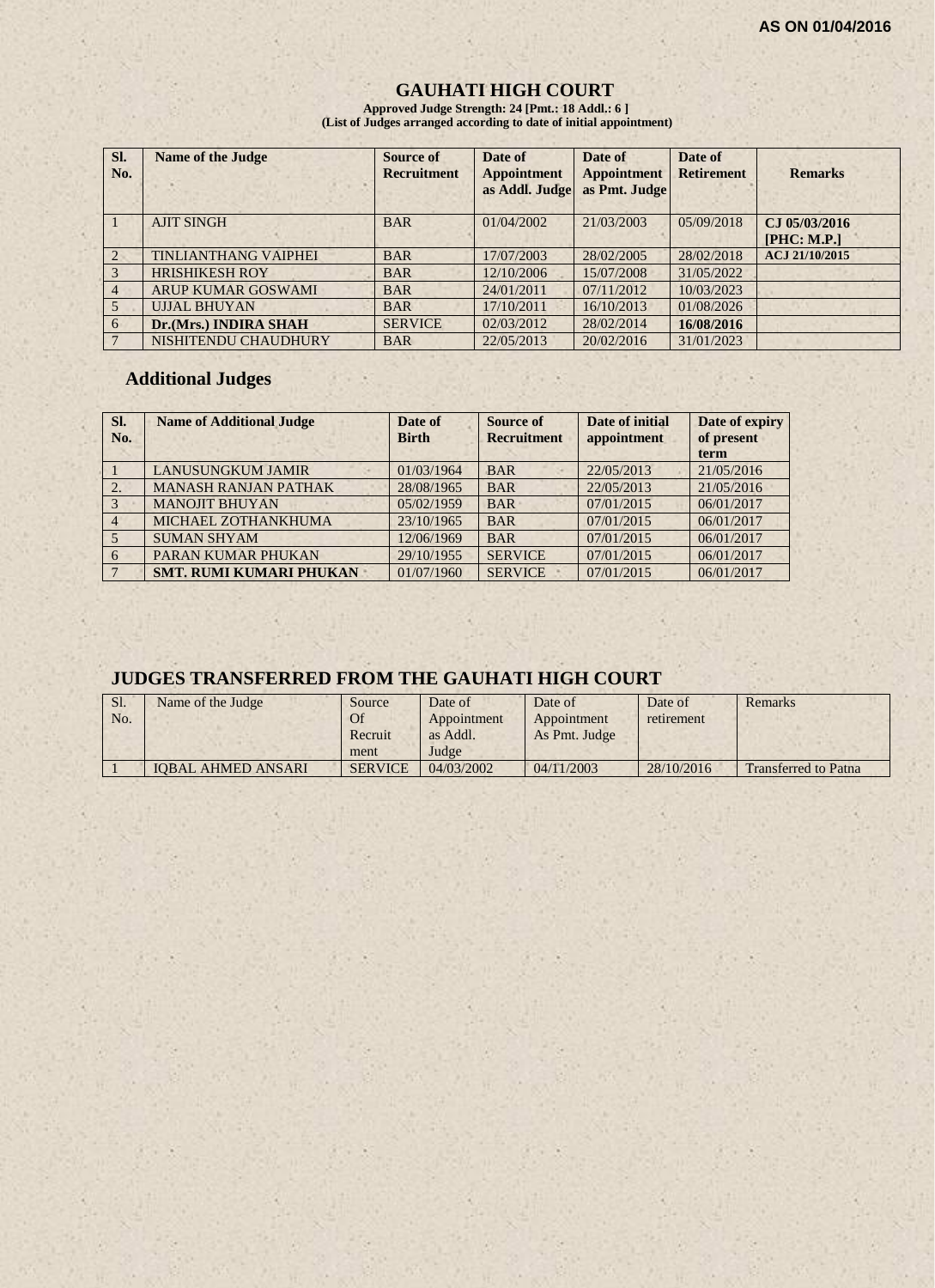AS ON 01/04/2016

# GAUHATI HIGH COURT

**Approved Judge Strength: 24 [Pmt.: 18 Addl.: 6 ]**
**(List of Judges arranged according to date of initial appointment)**

| Sl. No. | Name of the Judge | Source of Recruitment | Date of Appointment as Addl. Judge | Date of Appointment as Pmt. Judge | Date of Retirement | Remarks |
|---|---|---|---|---|---|---|
| 1 | AJIT SINGH | BAR | 01/04/2002 | 21/03/2003 | 05/09/2018 | **CJ 05/03/2016 [PHC: M.P.]** |
| 2 | TINLIANTHANG VAIPHEI | BAR | 17/07/2003 | 28/02/2005 | 28/02/2018 | **ACJ 21/10/2015** |
| 3 | HRISHIKESH ROY | BAR | 12/10/2006 | 15/07/2008 | 31/05/2022 | |
| 4 | ARUP KUMAR GOSWAMI | BAR | 24/01/2011 | 07/11/2012 | 10/03/2023 | |
| 5 | UJJAL BHUYAN | BAR | 17/10/2011 | 16/10/2013 | 01/08/2026 | |
| 6 | **Dr.(Mrs.) INDIRA SHAH** | SERVICE | 02/03/2012 | 28/02/2014 | **16/08/2016** | |
| 7 | NISHITENDU CHAUDHURY | BAR | 22/05/2013 | 20/02/2016 | 31/01/2023 | |

## Additional Judges

| Sl. No. | Name of Additional Judge | Date of Birth | Source of Recruitment | Date of initial appointment | Date of expiry of present term |
|---|---|---|---|---|---|
| 1 | LANUSUNGKUM JAMIR | 01/03/1964 | BAR | 22/05/2013 | 21/05/2016 |
| 2. | MANASH RANJAN PATHAK | 28/08/1965 | BAR | 22/05/2013 | 21/05/2016 |
| 3 | MANOJIT BHUYAN | 05/02/1959 | BAR | 07/01/2015 | 06/01/2017 |
| 4 | MICHAEL ZOTHANKHUMA | 23/10/1965 | BAR | 07/01/2015 | 06/01/2017 |
| 5 | SUMAN SHYAM | 12/06/1969 | BAR | 07/01/2015 | 06/01/2017 |
| 6 | PARAN KUMAR PHUKAN | 29/10/1955 | SERVICE | 07/01/2015 | 06/01/2017 |
| 7 | **SMT. RUMI KUMARI PHUKAN** | 01/07/1960 | SERVICE | 07/01/2015 | 06/01/2017 |

## JUDGES TRANSFERRED FROM THE GAUHATI HIGH COURT

| Sl. No. | Name of the Judge | Source Of Recruitment | Date of Appointment as Addl. Judge | Date of Appointment As Pmt. Judge | Date of retirement | Remarks |
|---|---|---|---|---|---|---|
| 1 | IQBAL AHMED ANSARI | SERVICE | 04/03/2002 | 04/11/2003 | 28/10/2016 | Transferred to Patna |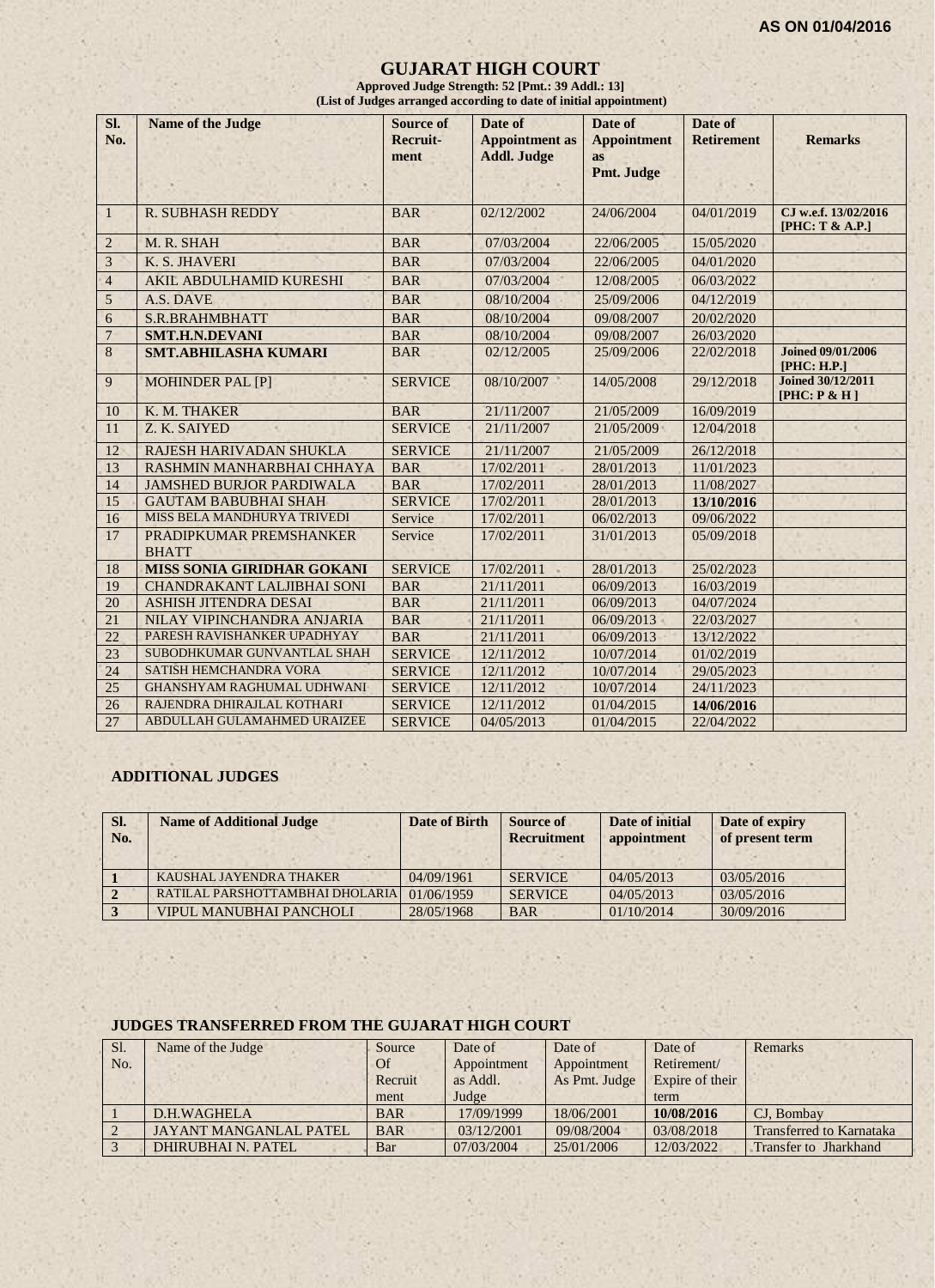AS ON 01/04/2016

# GUJARAT HIGH COURT

**Approved Judge Strength: 52 [Pmt.: 39 Addl.: 13]**
**(List of Judges arranged according to date of initial appointment)**

| Sl. No. | Name of the Judge | Source of Recruit-ment | Date of Appointment as Addl. Judge | Date of Appointment as Pmt. Judge | Date of Retirement | Remarks |
|---|---|---|---|---|---|---|
| 1 | R. SUBHASH REDDY | BAR | 02/12/2002 | 24/06/2004 | 04/01/2019 | **CJ w.e.f. 13/02/2016 [PHC: T & A.P.]** |
| 2 | M. R. SHAH | BAR | 07/03/2004 | 22/06/2005 | 15/05/2020 | |
| 3 | K. S. JHAVERI | BAR | 07/03/2004 | 22/06/2005 | 04/01/2020 | |
| 4 | AKIL ABDULHAMID KURESHI | BAR | 07/03/2004 | 12/08/2005 | 06/03/2022 | |
| 5 | A.S. DAVE | BAR | 08/10/2004 | 25/09/2006 | 04/12/2019 | |
| 6 | S.R.BRAHMBHATT | BAR | 08/10/2004 | 09/08/2007 | 20/02/2020 | |
| 7 | **SMT.H.N.DEVANI** | BAR | 08/10/2004 | 09/08/2007 | 26/03/2020 | |
| 8 | **SMT.ABHILASHA KUMARI** | BAR | 02/12/2005 | 25/09/2006 | 22/02/2018 | **Joined 09/01/2006 [PHC: H.P.]** |
| 9 | MOHINDER PAL [P] | SERVICE | 08/10/2007 | 14/05/2008 | 29/12/2018 | **Joined 30/12/2011 [PHC: P & H ]** |
| 10 | K. M. THAKER | BAR | 21/11/2007 | 21/05/2009 | 16/09/2019 | |
| 11 | Z. K. SAIYED | SERVICE | 21/11/2007 | 21/05/2009 | 12/04/2018 | |
| 12 | RAJESH HARIVADAN SHUKLA | SERVICE | 21/11/2007 | 21/05/2009 | 26/12/2018 | |
| 13 | RASHMIN MANHARBHAI CHHAYA | BAR | 17/02/2011 | 28/01/2013 | 11/01/2023 | |
| 14 | JAMSHED BURJOR PARDIWALA | BAR | 17/02/2011 | 28/01/2013 | 11/08/2027 | |
| 15 | GAUTAM BABUBHAI SHAH | SERVICE | 17/02/2011 | 28/01/2013 | **13/10/2016** | |
| 16 | MISS BELA MANDHURYA TRIVEDI | Service | 17/02/2011 | 06/02/2013 | 09/06/2022 | |
| 17 | PRADIPKUMAR PREMSHANKER BHATT | Service | 17/02/2011 | 31/01/2013 | 05/09/2018 | |
| 18 | **MISS SONIA GIRIDHAR GOKANI** | SERVICE | 17/02/2011 | 28/01/2013 | 25/02/2023 | |
| 19 | CHANDRAKANT LALJIBHAI SONI | BAR | 21/11/2011 | 06/09/2013 | 16/03/2019 | |
| 20 | ASHISH JITENDRA DESAI | BAR | 21/11/2011 | 06/09/2013 | 04/07/2024 | |
| 21 | NILAY VIPINCHANDRA ANJARIA | BAR | 21/11/2011 | 06/09/2013 | 22/03/2027 | |
| 22 | PARESH RAVISHANKER UPADHYAY | BAR | 21/11/2011 | 06/09/2013 | 13/12/2022 | |
| 23 | SUBODHKUMAR GUNVANTLAL SHAH | SERVICE | 12/11/2012 | 10/07/2014 | 01/02/2019 | |
| 24 | SATISH HEMCHANDRA VORA | SERVICE | 12/11/2012 | 10/07/2014 | 29/05/2023 | |
| 25 | GHANSHYAM RAGHUMAL UDHWANI | SERVICE | 12/11/2012 | 10/07/2014 | 24/11/2023 | |
| 26 | RAJENDRA DHIRAJLAL KOTHARI | SERVICE | 12/11/2012 | 01/04/2015 | **14/06/2016** | |
| 27 | ABDULLAH GULAMAHMED URAIZEE | SERVICE | 04/05/2013 | 01/04/2015 | 22/04/2022 | |

## ADDITIONAL JUDGES

| Sl. No. | Name of Additional Judge | Date of Birth | Source of Recruitment | Date of initial appointment | Date of expiry of present term |
|---|---|---|---|---|---|
| **1** | KAUSHAL JAYENDRA THAKER | 04/09/1961 | SERVICE | 04/05/2013 | 03/05/2016 |
| **2** | RATILAL PARSHOTTAMBHAI DHOLARIA | 01/06/1959 | SERVICE | 04/05/2013 | 03/05/2016 |
| **3** | VIPUL MANUBHAI PANCHOLI | 28/05/1968 | BAR | 01/10/2014 | 30/09/2016 |

## JUDGES TRANSFERRED FROM THE GUJARAT HIGH COURT

| Sl. No. | Name of the Judge | Source Of Recruit ment | Date of Appointment as Addl. Judge | Date of Appointment As Pmt. Judge | Date of Retirement/ Expire of their term | Remarks |
|---|---|---|---|---|---|---|
| 1 | D.H.WAGHELA | BAR | 17/09/1999 | 18/06/2001 | **10/08/2016** | CJ, Bombay |
| 2 | JAYANT MANGANLAL PATEL | BAR | 03/12/2001 | 09/08/2004 | 03/08/2018 | Transferred to Karnataka |
| 3 | DHIRUBHAI N. PATEL | Bar | 07/03/2004 | 25/01/2006 | 12/03/2022 | Transfer to Jharkhand |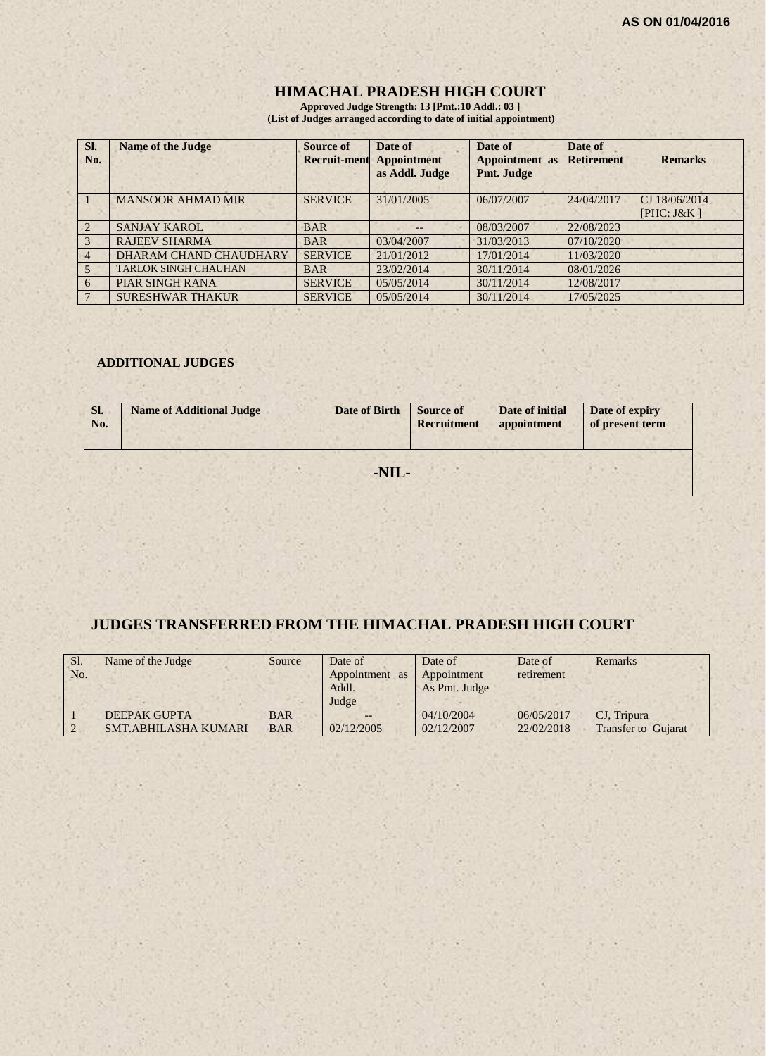AS ON 01/04/2016

# HIMACHAL PRADESH HIGH COURT

**Approved Judge Strength: 13 [Pmt.:10 Addl.: 03 ]**
**(List of Judges arranged according to date of initial appointment)**

| Sl. No. | Name of the Judge | Source of Recruit-ment | Date of Appointment as Addl. Judge | Date of Appointment as Pmt. Judge | Date of Retirement | Remarks |
|---|---|---|---|---|---|---|
| 1 | MANSOOR AHMAD MIR | SERVICE | 31/01/2005 | 06/07/2007 | 24/04/2017 | CJ 18/06/2014 [PHC: J&K ] |
| 2 | SANJAY KAROL | BAR | -- | 08/03/2007 | 22/08/2023 | |
| 3 | RAJEEV SHARMA | BAR | 03/04/2007 | 31/03/2013 | 07/10/2020 | |
| 4 | DHARAM CHAND CHAUDHARY | SERVICE | 21/01/2012 | 17/01/2014 | 11/03/2020 | |
| 5 | TARLOK SINGH CHAUHAN | BAR | 23/02/2014 | 30/11/2014 | 08/01/2026 | |
| 6 | PIAR SINGH RANA | SERVICE | 05/05/2014 | 30/11/2014 | 12/08/2017 | |
| 7 | SURESHWAR THAKUR | SERVICE | 05/05/2014 | 30/11/2014 | 17/05/2025 | |

## ADDITIONAL JUDGES

| Sl. No. | Name of Additional Judge | Date of Birth | Source of Recruitment | Date of initial appointment | Date of expiry of present term |
|---|---|---|---|---|---|
| | | | -NIL- | | |

## JUDGES TRANSFERRED FROM THE HIMACHAL PRADESH HIGH COURT

| Sl. No. | Name of the Judge | Source | Date of Appointment as Addl. Judge | Date of Appointment As Pmt. Judge | Date of retirement | Remarks |
|---|---|---|---|---|---|---|
| 1 | DEEPAK GUPTA | BAR | -- | 04/10/2004 | 06/05/2017 | CJ, Tripura |
| 2 | SMT.ABHILASHA KUMARI | BAR | 02/12/2005 | 02/12/2007 | 22/02/2018 | Transfer to Gujarat |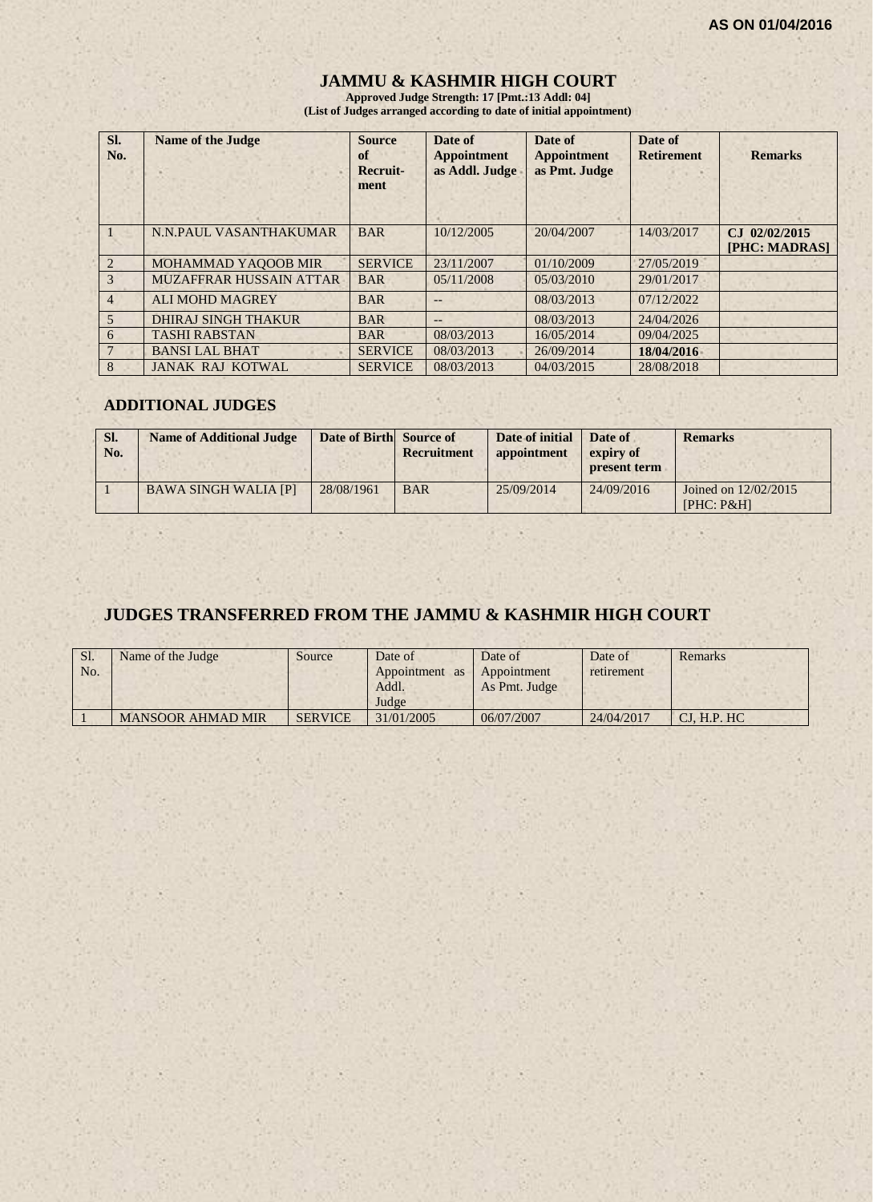AS ON 01/04/2016

# JAMMU & KASHMIR HIGH COURT

**Approved Judge Strength: 17 [Pmt.:13 Addl: 04]**
**(List of Judges arranged according to date of initial appointment)**

| Sl. No. | Name of the Judge | Source of Recruit-ment | Date of Appointment as Addl. Judge | Date of Appointment as Pmt. Judge | Date of Retirement | Remarks |
|---|---|---|---|---|---|---|
| 1 | N.N.PAUL VASANTHAKUMAR | BAR | 10/12/2005 | 20/04/2007 | 14/03/2017 | **CJ 02/02/2015 [PHC: MADRAS]** |
| 2 | MOHAMMAD YAQOOB MIR | SERVICE | 23/11/2007 | 01/10/2009 | 27/05/2019 | |
| 3 | MUZAFFRAR HUSSAIN ATTAR | BAR | 05/11/2008 | 05/03/2010 | 29/01/2017 | |
| 4 | ALI MOHD MAGREY | BAR | -- | 08/03/2013 | 07/12/2022 | |
| 5 | DHIRAJ SINGH THAKUR | BAR | -- | 08/03/2013 | 24/04/2026 | |
| 6 | TASHI RABSTAN | BAR | 08/03/2013 | 16/05/2014 | 09/04/2025 | |
| 7 | BANSI LAL BHAT | SERVICE | 08/03/2013 | 26/09/2014 | **18/04/2016** | |
| 8 | JANAK RAJ KOTWAL | SERVICE | 08/03/2013 | 04/03/2015 | 28/08/2018 | |

## ADDITIONAL JUDGES

| Sl. No. | Name of Additional Judge | Date of Birth | Source of Recruitment | Date of initial appointment | Date of expiry of present term | Remarks |
|---|---|---|---|---|---|---|
| 1 | BAWA SINGH WALIA [P] | 28/08/1961 | BAR | 25/09/2014 | 24/09/2016 | Joined on 12/02/2015 [PHC: P&H] |

## JUDGES TRANSFERRED FROM THE JAMMU & KASHMIR HIGH COURT

| Sl. No. | Name of the Judge | Source | Date of Appointment as Addl. Judge | Date of Appointment As Pmt. Judge | Date of retirement | Remarks |
|---|---|---|---|---|---|---|
| 1 | MANSOOR AHMAD MIR | SERVICE | 31/01/2005 | 06/07/2007 | 24/04/2017 | CJ, H.P. HC |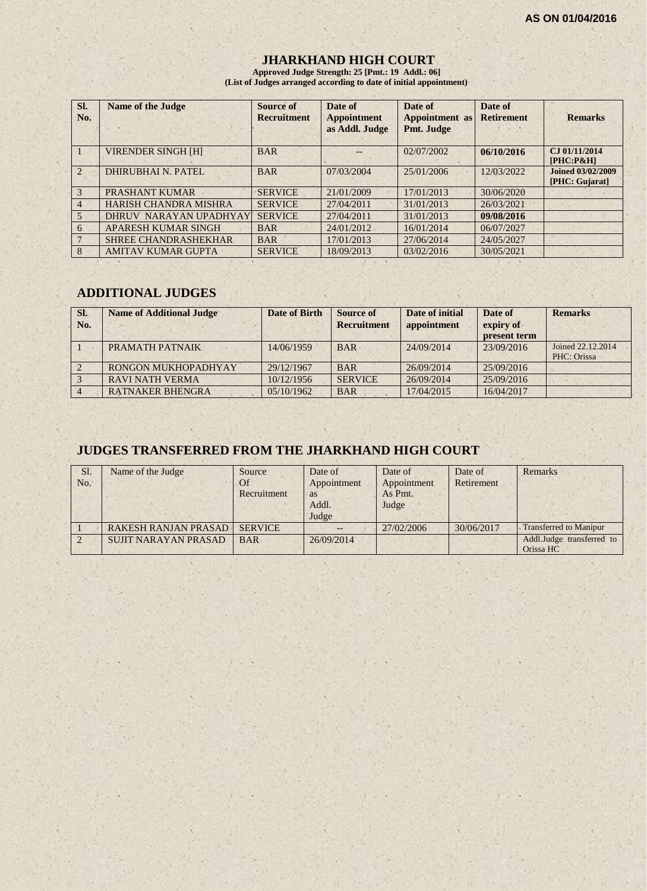AS ON 01/04/2016

# JHARKHAND HIGH COURT

**Approved Judge Strength: 25 [Pmt.: 19 Addl.: 06]**
**(List of Judges arranged according to date of initial appointment)**

| Sl. No. | Name of the Judge | Source of Recruitment | Date of Appointment as Addl. Judge | Date of Appointment as Pmt. Judge | Date of Retirement | Remarks |
|---|---|---|---|---|---|---|
| 1 | VIRENDER SINGH [H] | BAR | -- | 02/07/2002 | **06/10/2016** | **CJ 01/11/2014 [PHC:P&H]** |
| 2 | DHIRUBHAI N. PATEL | BAR | 07/03/2004 | 25/01/2006 | 12/03/2022 | **Joined 03/02/2009 [PHC: Gujarat]** |
| 3 | PRASHANT KUMAR | SERVICE | 21/01/2009 | 17/01/2013 | 30/06/2020 | |
| 4 | HARISH CHANDRA MISHRA | SERVICE | 27/04/2011 | 31/01/2013 | 26/03/2021 | |
| 5 | DHRUV NARAYAN UPADHYAY | SERVICE | 27/04/2011 | 31/01/2013 | **09/08/2016** | |
| 6 | APARESH KUMAR SINGH | BAR | 24/01/2012 | 16/01/2014 | 06/07/2027 | |
| 7 | SHREE CHANDRASHEKHAR | BAR | 17/01/2013 | 27/06/2014 | 24/05/2027 | |
| 8 | AMITAV KUMAR GUPTA | SERVICE | 18/09/2013 | 03/02/2016 | 30/05/2021 | |

## ADDITIONAL JUDGES

| Sl. No. | Name of Additional Judge | Date of Birth | Source of Recruitment | Date of initial appointment | Date of expiry of present term | Remarks |
|---|---|---|---|---|---|---|
| 1 | PRAMATH PATNAIK | 14/06/1959 | BAR | 24/09/2014 | 23/09/2016 | Joined 22.12.2014 PHC: Orissa |
| 2 | RONGON MUKHOPADHYAY | 29/12/1967 | BAR | 26/09/2014 | 25/09/2016 | |
| 3 | RAVI NATH VERMA | 10/12/1956 | SERVICE | 26/09/2014 | 25/09/2016 | |
| 4 | RATNAKER BHENGRA | 05/10/1962 | BAR | 17/04/2015 | 16/04/2017 | |

## JUDGES TRANSFERRED FROM THE JHARKHAND HIGH COURT

| Sl. No. | Name of the Judge | Source Of Recruitment | Date of Appointment as Addl. Judge | Date of Appointment As Pmt. Judge | Date of Retirement | Remarks |
|---|---|---|---|---|---|---|
| 1 | RAKESH RANJAN PRASAD | SERVICE | -- | 27/02/2006 | 30/06/2017 | Transferred to Manipur |
| 2 | SUJIT NARAYAN PRASAD | BAR | 26/09/2014 | | | Addl.Judge transferred to Orissa HC |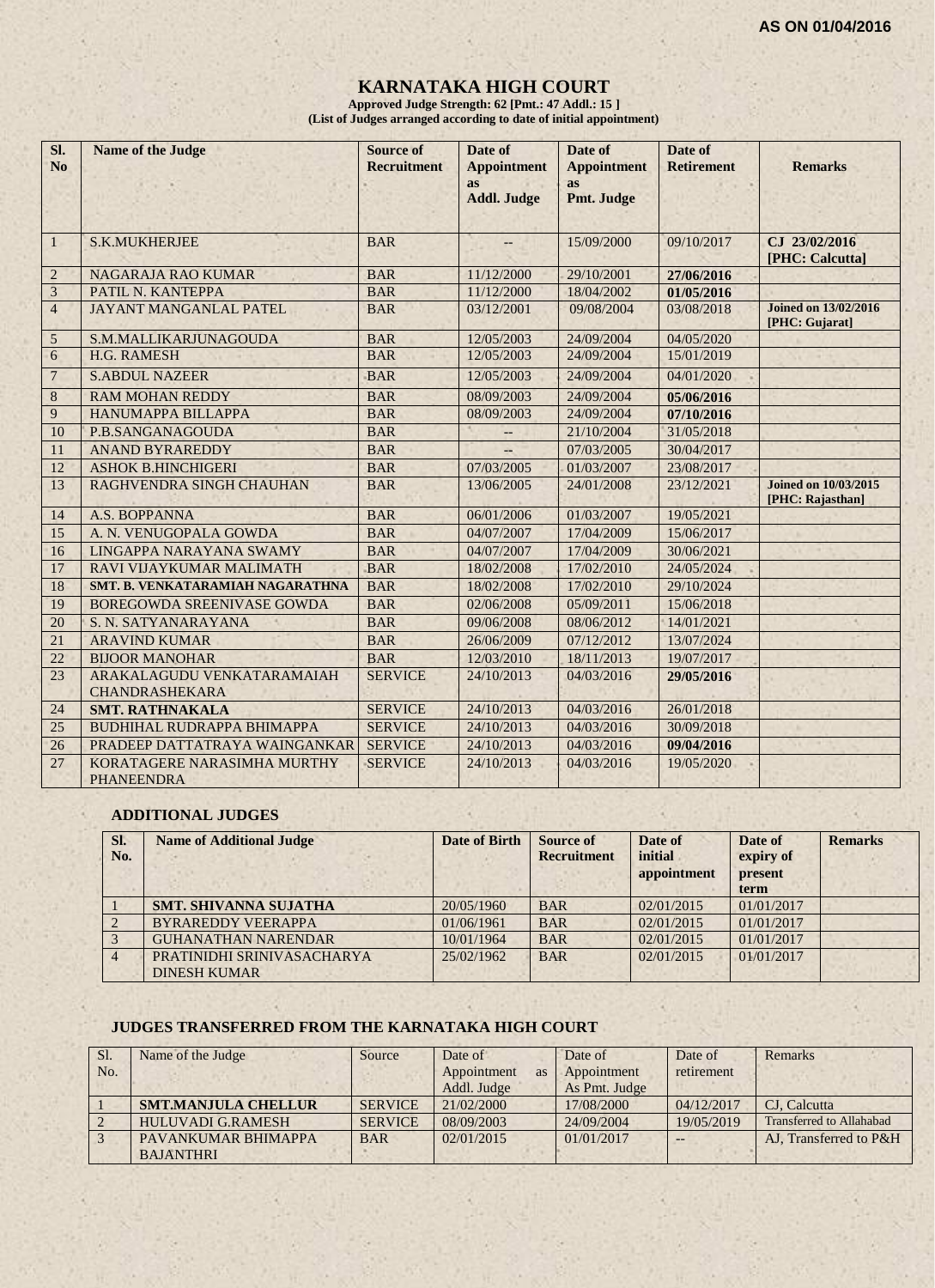AS ON 01/04/2016

# KARNATAKA HIGH COURT

**Approved Judge Strength: 62 [Pmt.: 47 Addl.: 15 ]**
**(List of Judges arranged according to date of initial appointment)**

| Sl. No | Name of the Judge | Source of Recruitment | Date of Appointment as Addl. Judge | Date of Appointment as Pmt. Judge | Date of Retirement | Remarks |
|---|---|---|---|---|---|---|
| 1 | S.K.MUKHERJEE | BAR | -- | 15/09/2000 | 09/10/2017 | CJ 23/02/2016 [PHC: Calcutta] |
| 2 | NAGARAJA RAO KUMAR | BAR | 11/12/2000 | 29/10/2001 | **27/06/2016** | |
| 3 | PATIL N. KANTEPPA | BAR | 11/12/2000 | 18/04/2002 | **01/05/2016** | |
| 4 | JAYANT MANGANLAL PATEL | BAR | 03/12/2001 | 09/08/2004 | 03/08/2018 | **Joined on 13/02/2016 [PHC: Gujarat]** |
| 5 | S.MALLIKARJUNAGOUDA | BAR | 12/05/2003 | 24/09/2004 | 04/05/2020 | |
| 6 | H.G. RAMESH | BAR | 12/05/2003 | 24/09/2004 | 15/01/2019 | |
| 7 | S.ABDUL NAZEER | BAR | 12/05/2003 | 24/09/2004 | 04/01/2020 | |
| 8 | RAM MOHAN REDDY | BAR | 08/09/2003 | 24/09/2004 | **05/06/2016** | |
| 9 | HANUMAPPA BILLAPPA | BAR | 08/09/2003 | 24/09/2004 | **07/10/2016** | |
| 10 | P.B.SANGANAGOUDA | BAR | -- | 21/10/2004 | 31/05/2018 | |
| 11 | ANAND BYRAREDDY | BAR | -- | 07/03/2005 | 30/04/2017 | |
| 12 | ASHOK B.HINCHIGERI | BAR | 07/03/2005 | 01/03/2007 | 23/08/2017 | |
| 13 | RAGHVENDRA SINGH CHAUHAN | BAR | 13/06/2005 | 24/01/2008 | 23/12/2021 | **Joined on 10/03/2015 [PHC: Rajasthan]** |
| 14 | A.S. BOPPANNA | BAR | 06/01/2006 | 01/03/2007 | 19/05/2021 | |
| 15 | A. N. VENUGOPALA GOWDA | BAR | 04/07/2007 | 17/04/2009 | 15/06/2017 | |
| 16 | LINGAPPA NARAYANA SWAMY | BAR | 04/07/2007 | 17/04/2009 | 30/06/2021 | |
| 17 | RAVI VIJAYKUMAR MALIMATH | BAR | 18/02/2008 | 17/02/2010 | 24/05/2024 | |
| 18 | **SMT. B. VENKATARAMIAH NAGARATHNA** | BAR | 18/02/2008 | 17/02/2010 | 29/10/2024 | |
| 19 | BOREGOWDA SREENIVASE GOWDA | BAR | 02/06/2008 | 05/09/2011 | 15/06/2018 | |
| 20 | S. N. SATYANARAYANA | BAR | 09/06/2008 | 08/06/2012 | 14/01/2021 | |
| 21 | ARAVIND KUMAR | BAR | 26/06/2009 | 07/12/2012 | 13/07/2024 | |
| 22 | BIJOOR MANOHAR | BAR | 12/03/2010 | 18/11/2013 | 19/07/2017 | |
| 23 | ARAKALAGUDU VENKATARAMAIAH CHANDRASHEKARA | SERVICE | 24/10/2013 | 04/03/2016 | **29/05/2016** | |
| 24 | **SMT. RATHNAKALA** | SERVICE | 24/10/2013 | 04/03/2016 | 26/01/2018 | |
| 25 | BUDHIHAL RUDRAPPA BHIMAPPA | SERVICE | 24/10/2013 | 04/03/2016 | 30/09/2018 | |
| 26 | PRADEEP DATTATRAYA WAINGANKAR | SERVICE | 24/10/2013 | 04/03/2016 | **09/04/2016** | |
| 27 | KORATAGERE NARASIMHA MURTHY PHANEENDRA | SERVICE | 24/10/2013 | 04/03/2016 | 19/05/2020 | |

## ADDITIONAL JUDGES

| Sl. No. | Name of Additional Judge | Date of Birth | Source of Recruitment | Date of initial appointment | Date of expiry of present term | Remarks |
|---|---|---|---|---|---|---|
| 1 | **SMT. SHIVANNA SUJATHA** | 20/05/1960 | BAR | 02/01/2015 | 01/01/2017 | |
| 2 | BYRAREDDY VEERAPPA | 01/06/1961 | BAR | 02/01/2015 | 01/01/2017 | |
| 3 | GUHANATHAN NARENDAR | 10/01/1964 | BAR | 02/01/2015 | 01/01/2017 | |
| 4 | PRATINIDHI SRINIVASACHARYA DINESH KUMAR | 25/02/1962 | BAR | 02/01/2015 | 01/01/2017 | |

## JUDGES TRANSFERRED FROM THE KARNATAKA HIGH COURT

| Sl. No. | Name of the Judge | Source | Date of Appointment as Addl. Judge | Date of Appointment As Pmt. Judge | Date of retirement | Remarks |
|---|---|---|---|---|---|---|
| 1 | **SMT.MANJULA CHELLUR** | SERVICE | 21/02/2000 | 17/08/2000 | 04/12/2017 | CJ, Calcutta |
| 2 | HULUVADI G.RAMESH | SERVICE | 08/09/2003 | 24/09/2004 | 19/05/2019 | Transferred to Allahabad |
| 3 | PAVANKUMAR BHIMAPPA BAJANTHRI | BAR | 02/01/2015 | 01/01/2017 | -- | AJ, Transferred to P&H |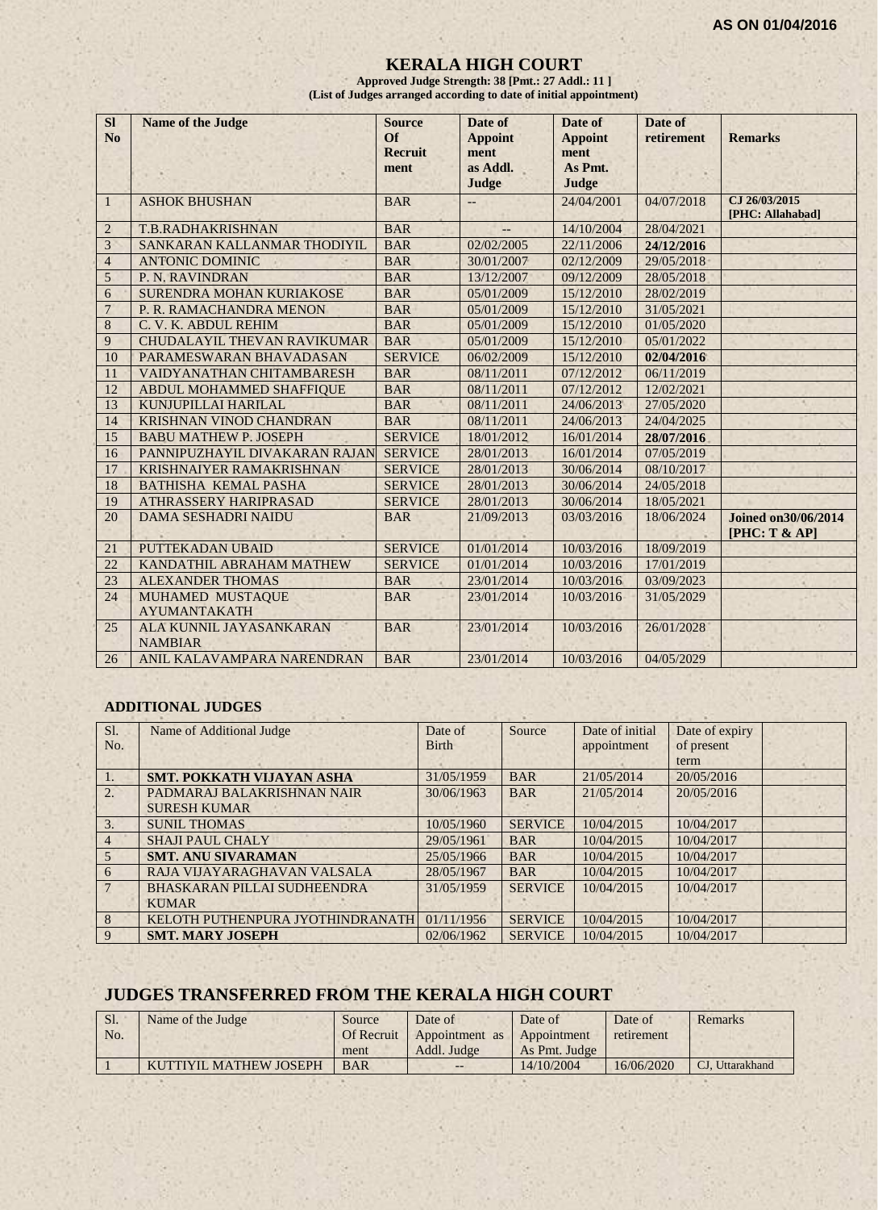**AS ON 01/04/2016**

# KERALA HIGH COURT

**Approved Judge Strength: 38 [Pmt.: 27 Addl.: 11 ]**
**(List of Judges arranged according to date of initial appointment)**

| Sl No | Name of the Judge | Source Of Recruit ment | Date of Appoint ment as Addl. Judge | Date of Appoint ment As Pmt. Judge | Date of retirement | Remarks |
|---|---|---|---|---|---|---|
| 1 | ASHOK BHUSHAN | BAR | -- | 24/04/2001 | 04/07/2018 | CJ 26/03/2015 [PHC: Allahabad] |
| 2 | T.B.RADHAKRISHNAN | BAR | -- | 14/10/2004 | 28/04/2021 | |
| 3 | SANKARAN KALLANMAR THODIYIL | BAR | 02/02/2005 | 22/11/2006 | **24/12/2016** | |
| 4 | ANTONIC DOMINIC | BAR | 30/01/2007 | 02/12/2009 | 29/05/2018 | |
| 5 | P. N. RAVINDRAN | BAR | 13/12/2007 | 09/12/2009 | 28/05/2018 | |
| 6 | SURENDRA MOHAN KURIAKOSE | BAR | 05/01/2009 | 15/12/2010 | 28/02/2019 | |
| 7 | P. R. RAMACHANDRA MENON | BAR | 05/01/2009 | 15/12/2010 | 31/05/2021 | |
| 8 | C. V. K. ABDUL REHIM | BAR | 05/01/2009 | 15/12/2010 | 01/05/2020 | |
| 9 | CHUDALAYIL THEVAN RAVIKUMAR | BAR | 05/01/2009 | 15/12/2010 | 05/01/2022 | |
| 10 | PARAMESWARAN BHAVADASAN | SERVICE | 06/02/2009 | 15/12/2010 | **02/04/2016** | |
| 11 | VAIDYANATHAN CHITAMBARESH | BAR | 08/11/2011 | 07/12/2012 | 06/11/2019 | |
| 12 | ABDUL MOHAMMED SHAFFIQUE | BAR | 08/11/2011 | 07/12/2012 | 12/02/2021 | |
| 13 | KUNJUPILLAI HARILAL | BAR | 08/11/2011 | 24/06/2013 | 27/05/2020 | |
| 14 | KRISHNAN VINOD CHANDRAN | BAR | 08/11/2011 | 24/06/2013 | 24/04/2025 | |
| 15 | BABU MATHEW P. JOSEPH | SERVICE | 18/01/2012 | 16/01/2014 | **28/07/2016** | |
| 16 | PANNIPUZHAYIL DIVAKARAN RAJAN | SERVICE | 28/01/2013 | 16/01/2014 | 07/05/2019 | |
| 17 | KRISHNAIYER RAMAKRISHNAN | SERVICE | 28/01/2013 | 30/06/2014 | 08/10/2017 | |
| 18 | BATHISHA KEMAL PASHA | SERVICE | 28/01/2013 | 30/06/2014 | 24/05/2018 | |
| 19 | ATHRASSERY HARIPRASAD | SERVICE | 28/01/2013 | 30/06/2014 | 18/05/2021 | |
| 20 | DAMA SESHADRI NAIDU | BAR | 21/09/2013 | 03/03/2016 | 18/06/2024 | **Joined on30/06/2014 [PHC: T & AP]** |
| 21 | PUTTEKADAN UBAID | SERVICE | 01/01/2014 | 10/03/2016 | 18/09/2019 | |
| 22 | KANDATHIL ABRAHAM MATHEW | SERVICE | 01/01/2014 | 10/03/2016 | 17/01/2019 | |
| 23 | ALEXANDER THOMAS | BAR | 23/01/2014 | 10/03/2016 | 03/09/2023 | |
| 24 | MUHAMED MUSTAQUE AYUMANTAKATH | BAR | 23/01/2014 | 10/03/2016 | 31/05/2029 | |
| 25 | ALA KUNNIL JAYASANKARAN NAMBIAR | BAR | 23/01/2014 | 10/03/2016 | 26/01/2028 | |
| 26 | ANIL KALAVAMPARA NARENDRAN | BAR | 23/01/2014 | 10/03/2016 | 04/05/2029 | |

### ADDITIONAL JUDGES

| Sl. No. | Name of Additional Judge | Date of Birth | Source | Date of initial appointment | Date of expiry of present term | |
|---|---|---|---|---|---|---|
| 1. | **SMT. POKKATH VIJAYAN ASHA** | 31/05/1959 | BAR | 21/05/2014 | 20/05/2016 | |
| 2. | PADMARAJ BALAKRISHNAN NAIR SURESH KUMAR | 30/06/1963 | BAR | 21/05/2014 | 20/05/2016 | |
| 3. | SUNIL THOMAS | 10/05/1960 | SERVICE | 10/04/2015 | 10/04/2017 | |
| 4 | SHAJI PAUL CHALY | 29/05/1961 | BAR | 10/04/2015 | 10/04/2017 | |
| 5 | **SMT. ANU SIVARAMAN** | 25/05/1966 | BAR | 10/04/2015 | 10/04/2017 | |
| 6 | RAJA VIJAYARAGHAVAN VALSALA | 28/05/1967 | BAR | 10/04/2015 | 10/04/2017 | |
| 7 | BHASKARAN PILLAI SUDHEENDRA KUMAR | 31/05/1959 | SERVICE | 10/04/2015 | 10/04/2017 | |
| 8 | KELOTH PUTHENPURA JYOTHINDRANATH | 01/11/1956 | SERVICE | 10/04/2015 | 10/04/2017 | |
| 9 | **SMT. MARY JOSEPH** | 02/06/1962 | SERVICE | 10/04/2015 | 10/04/2017 | |

## JUDGES TRANSFERRED FROM THE KERALA HIGH COURT

| Sl. No. | Name of the Judge | Source Of Recruit ment | Date of Appointment as Addl. Judge | Date of Appointment As Pmt. Judge | Date of retirement | Remarks |
|---|---|---|---|---|---|---|
| 1 | KUTTIYIL MATHEW JOSEPH | BAR | -- | 14/10/2004 | 16/06/2020 | CJ, Uttarakhand |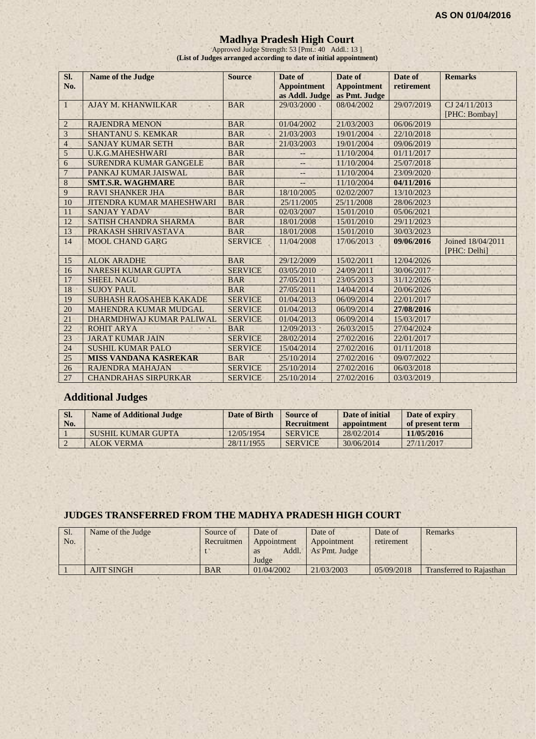**AS ON 01/04/2016**

# Madhya Pradesh High Court

Approved Judge Strength: 53 [Pmt.: 40 Addl.: 13 ]

**(List of Judges arranged according to date of initial appointment)**

| Sl. No. | Name of the Judge | Source | Date of Appointment as Addl. Judge | Date of Appointment as Pmt. Judge | Date of retirement | Remarks |
|---|---|---|---|---|---|---|
| 1 | AJAY M. KHANWILKAR | BAR | 29/03/2000 | 08/04/2002 | 29/07/2019 | CJ 24/11/2013 [PHC: Bombay] |
| 2 | RAJENDRA MENON | BAR | 01/04/2002 | 21/03/2003 | 06/06/2019 | |
| 3 | SHANTANU S. KEMKAR | BAR | 21/03/2003 | 19/01/2004 | 22/10/2018 | |
| 4 | SANJAY KUMAR SETH | BAR | 21/03/2003 | 19/01/2004 | 09/06/2019 | |
| 5 | U.K.G.MAHESHWARI | BAR | -- | 11/10/2004 | 01/11/2017 | |
| 6 | SURENDRA KUMAR GANGELE | BAR | -- | 11/10/2004 | 25/07/2018 | |
| 7 | PANKAJ KUMAR JAISWAL | BAR | -- | 11/10/2004 | 23/09/2020 | |
| 8 | **SMT.S.R. WAGHMARE** | BAR | -- | 11/10/2004 | **04/11/2016** | |
| 9 | RAVI SHANKER JHA | BAR | 18/10/2005 | 02/02/2007 | 13/10/2023 | |
| 10 | JITENDRA KUMAR MAHESHWARI | BAR | 25/11/2005 | 25/11/2008 | 28/06/2023 | |
| 11 | SANJAY YADAV | BAR | 02/03/2007 | 15/01/2010 | 05/06/2021 | |
| 12 | SATISH CHANDRA SHARMA | BAR | 18/01/2008 | 15/01/2010 | 29/11/2023 | |
| 13 | PRAKASH SHRIVASTAVA | BAR | 18/01/2008 | 15/01/2010 | 30/03/2023 | |
| 14 | MOOL CHAND GARG | SERVICE | 11/04/2008 | 17/06/2013 | **09/06/2016** | Joined 18/04/2011 [PHC: Delhi] |
| 15 | ALOK ARADHE | BAR | 29/12/2009 | 15/02/2011 | 12/04/2026 | |
| 16 | NARESH KUMAR GUPTA | SERVICE | 03/05/2010 | 24/09/2011 | 30/06/2017 | |
| 17 | SHEEL NAGU | BAR | 27/05/2011 | 23/05/2013 | 31/12/2026 | |
| 18 | SUJOY PAUL | BAR | 27/05/2011 | 14/04/2014 | 20/06/2026 | |
| 19 | SUBHASH RAOSAHEB KAKADE | SERVICE | 01/04/2013 | 06/09/2014 | 22/01/2017 | |
| 20 | MAHENDRA KUMAR MUDGAL | SERVICE | 01/04/2013 | 06/09/2014 | **27/08/2016** | |
| 21 | DHARMDHWAJ KUMAR PALIWAL | SERVICE | 01/04/2013 | 06/09/2014 | 15/03/2017 | |
| 22 | ROHIT ARYA | BAR | 12/09/2013 | 26/03/2015 | 27/04/2024 | |
| 23 | JARAT KUMAR JAIN | SERVICE | 28/02/2014 | 27/02/2016 | 22/01/2017 | |
| 24 | SUSHIL KUMAR PALO | SERVICE | 15/04/2014 | 27/02/2016 | 01/11/2018 | |
| 25 | **MISS VANDANA KASREKAR** | BAR | 25/10/2014 | 27/02/2016 | 09/07/2022 | |
| 26 | RAJENDRA MAHAJAN | SERVICE | 25/10/2014 | 27/02/2016 | 06/03/2018 | |
| 27 | CHANDRAHAS SIRPURKAR | SERVICE | 25/10/2014 | 27/02/2016 | 03/03/2019 | |

## Additional Judges

| Sl. No. | Name of Additional Judge | Date of Birth | Source of Recruitment | Date of initial appointment | Date of expiry of present term |
|---|---|---|---|---|---|
| 1 | SUSHIL KUMAR GUPTA | 12/05/1954 | SERVICE | 28/02/2014 | **11/05/2016** |
| 2 | ALOK VERMA | 28/11/1955 | SERVICE | 30/06/2014 | 27/11/2017 |

## JUDGES TRANSFERRED FROM THE MADHYA PRADESH HIGH COURT

| Sl. No. | Name of the Judge | Source of Recruitment | Date of Appointment as Addl. Judge | Date of Appointment As Pmt. Judge | Date of retirement | Remarks |
|---|---|---|---|---|---|---|
| 1 | AJIT SINGH | BAR | 01/04/2002 | 21/03/2003 | 05/09/2018 | Transferred to Rajasthan |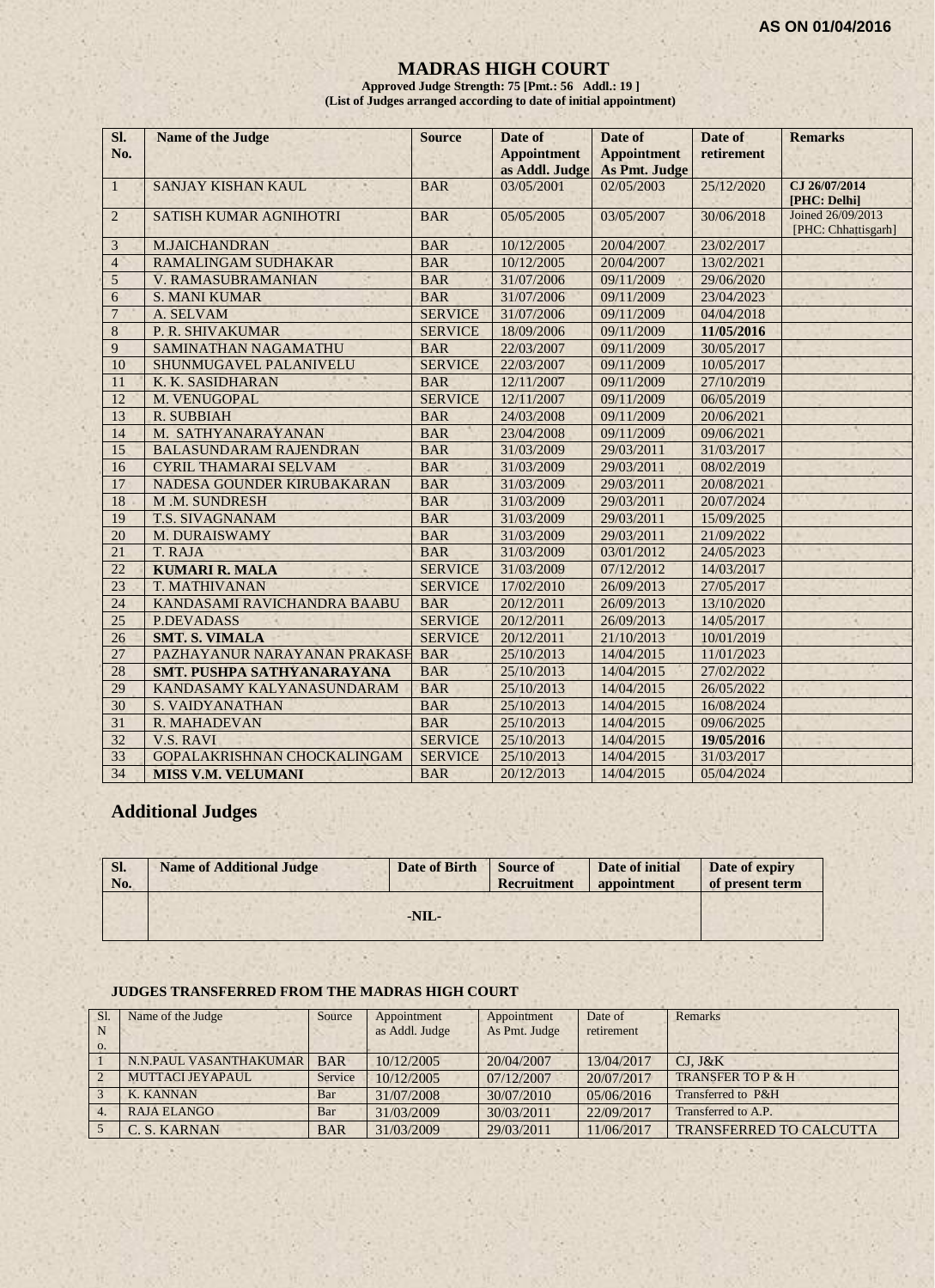AS ON 01/04/2016

# MADRAS HIGH COURT

**Approved Judge Strength: 75 [Pmt.: 56 Addl.: 19 ]**
**(List of Judges arranged according to date of initial appointment)**

| Sl. No. | Name of the Judge | Source | Date of Appointment as Addl. Judge | Date of Appointment As Pmt. Judge | Date of retirement | Remarks |
|---|---|---|---|---|---|---|
| 1 | SANJAY KISHAN KAUL | BAR | 03/05/2001 | 02/05/2003 | 25/12/2020 | **CJ 26/07/2014 [PHC: Delhi]** |
| 2 | SATISH KUMAR AGNIHOTRI | BAR | 05/05/2005 | 03/05/2007 | 30/06/2018 | Joined 26/09/2013 [PHC: Chhattisgarh] |
| 3 | M.JAICHANDRAN | BAR | 10/12/2005 | 20/04/2007 | 23/02/2017 | |
| 4 | RAMALINGAM SUDHAKAR | BAR | 10/12/2005 | 20/04/2007 | 13/02/2021 | |
| 5 | V. RAMASUBRAMANIAN | BAR | 31/07/2006 | 09/11/2009 | 29/06/2020 | |
| 6 | S. MANI KUMAR | BAR | 31/07/2006 | 09/11/2009 | 23/04/2023 | |
| 7 | A. SELVAM | SERVICE | 31/07/2006 | 09/11/2009 | 04/04/2018 | |
| 8 | P. R. SHIVAKUMAR | SERVICE | 18/09/2006 | 09/11/2009 | **11/05/2016** | |
| 9 | SAMINATHAN NAGAMATHU | BAR | 22/03/2007 | 09/11/2009 | 30/05/2017 | |
| 10 | SHUNMUGAVEL PALANIVELU | SERVICE | 22/03/2007 | 09/11/2009 | 10/05/2017 | |
| 11 | K. K. SASIDHARAN | BAR | 12/11/2007 | 09/11/2009 | 27/10/2019 | |
| 12 | M. VENUGOPAL | SERVICE | 12/11/2007 | 09/11/2009 | 06/05/2019 | |
| 13 | R. SUBBIAH | BAR | 24/03/2008 | 09/11/2009 | 20/06/2021 | |
| 14 | M. SATHYANARAYANAN | BAR | 23/04/2008 | 09/11/2009 | 09/06/2021 | |
| 15 | BALASUNDARAM RAJENDRAN | BAR | 31/03/2009 | 29/03/2011 | 31/03/2017 | |
| 16 | CYRIL THAMARAI SELVAM | BAR | 31/03/2009 | 29/03/2011 | 08/02/2019 | |
| 17 | NADESA GOUNDER KIRUBAKARAN | BAR | 31/03/2009 | 29/03/2011 | 20/08/2021 | |
| 18 | M .M. SUNDRESH | BAR | 31/03/2009 | 29/03/2011 | 20/07/2024 | |
| 19 | T.S. SIVAGNANAM | BAR | 31/03/2009 | 29/03/2011 | 15/09/2025 | |
| 20 | M. DURAISWAMY | BAR | 31/03/2009 | 29/03/2011 | 21/09/2022 | |
| 21 | T. RAJA | BAR | 31/03/2009 | 03/01/2012 | 24/05/2023 | |
| 22 | **KUMARI R. MALA** | SERVICE | 31/03/2009 | 07/12/2012 | 14/03/2017 | |
| 23 | T. MATHIVANAN | SERVICE | 17/02/2010 | 26/09/2013 | 27/05/2017 | |
| 24 | KANDASAMI RAVICHANDRA BAABU | BAR | 20/12/2011 | 26/09/2013 | 13/10/2020 | |
| 25 | P.DEVADASS | SERVICE | 20/12/2011 | 26/09/2013 | 14/05/2017 | |
| 26 | **SMT. S. VIMALA** | SERVICE | 20/12/2011 | 21/10/2013 | 10/01/2019 | |
| 27 | PAZHAYANUR NARAYANAN PRAKASH | BAR | 25/10/2013 | 14/04/2015 | 11/01/2023 | |
| 28 | **SMT. PUSHPA SATHYANARAYANA** | BAR | 25/10/2013 | 14/04/2015 | 27/02/2022 | |
| 29 | KANDASAMY KALYANASUNDARAM | BAR | 25/10/2013 | 14/04/2015 | 26/05/2022 | |
| 30 | S. VAIDYANATHAN | BAR | 25/10/2013 | 14/04/2015 | 16/08/2024 | |
| 31 | R. MAHADEVAN | BAR | 25/10/2013 | 14/04/2015 | 09/06/2025 | |
| 32 | V.S. RAVI | SERVICE | 25/10/2013 | 14/04/2015 | **19/05/2016** | |
| 33 | GOPALAKRISHNAN CHOCKALINGAM | SERVICE | 25/10/2013 | 14/04/2015 | 31/03/2017 | |
| 34 | **MISS V.M. VELUMANI** | BAR | 20/12/2013 | 14/04/2015 | 05/04/2024 | |

## Additional Judges

| Sl. No. | Name of Additional Judge | Date of Birth | Source of Recruitment | Date of initial appointment | Date of expiry of present term |
|---|---|---|---|---|---|
| | -NIL- | | | | |

### JUDGES TRANSFERRED FROM THE MADRAS HIGH COURT

| Sl. No. | Name of the Judge | Source | Appointment as Addl. Judge | Appointment As Pmt. Judge | Date of retirement | Remarks |
|---|---|---|---|---|---|---|
| 1 | N.N.PAUL VASANTHAKUMAR | BAR | 10/12/2005 | 20/04/2007 | 13/04/2017 | CJ, J&K |
| 2 | MUTTACI JEYAPAUL | Service | 10/12/2005 | 07/12/2007 | 20/07/2017 | TRANSFER TO P & H |
| 3 | K. KANNAN | Bar | 31/07/2008 | 30/07/2010 | 05/06/2016 | Transferred to P&H |
| 4. | RAJA ELANGO | Bar | 31/03/2009 | 30/03/2011 | 22/09/2017 | Transferred to A.P. |
| 5 | C. S. KARNAN | BAR | 31/03/2009 | 29/03/2011 | 11/06/2017 | TRANSFERRED TO CALCUTTA |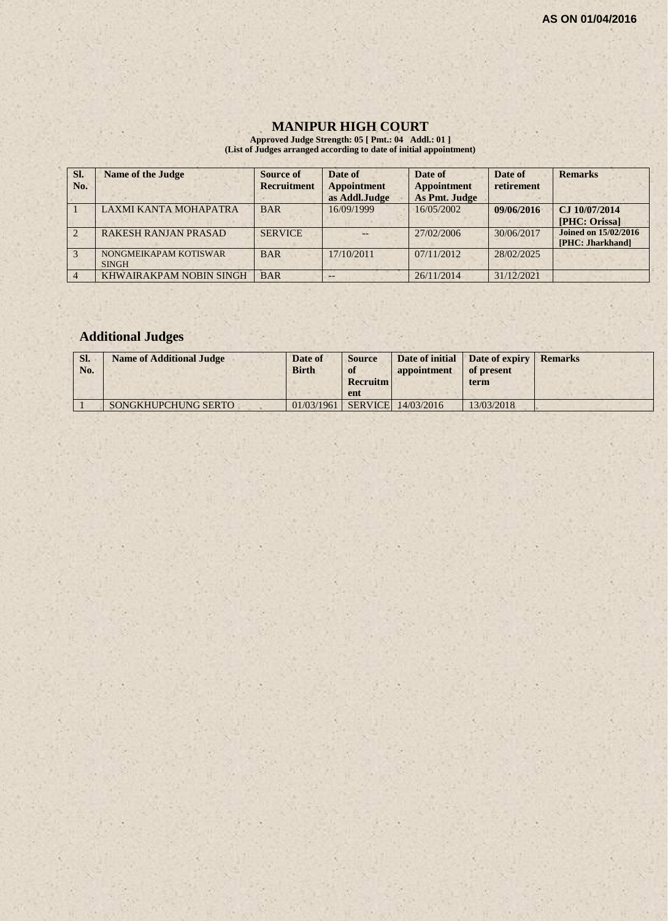**AS ON 01/04/2016**

# MANIPUR HIGH COURT

**Approved Judge Strength: 05 [ Pmt.: 04 Addl.: 01 ]**
**(List of Judges arranged according to date of initial appointment)**

| Sl. No. | Name of the Judge | Source of Recruitment | Date of Appointment as Addl.Judge | Date of Appointment As Pmt. Judge | Date of retirement | Remarks |
|---|---|---|---|---|---|---|
| 1 | LAXMI KANTA MOHAPATRA | BAR | 16/09/1999 | 16/05/2002 | **09/06/2016** | **CJ 10/07/2014 [PHC: Orissa]** |
| 2 | RAKESH RANJAN PRASAD | SERVICE | -- | 27/02/2006 | 30/06/2017 | **Joined on 15/02/2016 [PHC: Jharkhand]** |
| 3 | NONGMEIKAPAM KOTISWAR SINGH | BAR | 17/10/2011 | 07/11/2012 | 28/02/2025 | |
| 4 | KHWAIRAKPAM NOBIN SINGH | BAR | -- | 26/11/2014 | 31/12/2021 | |

## Additional Judges

| Sl. No. | Name of Additional Judge | Date of Birth | Source of Recruitment | Date of initial appointment | Date of expiry of present term | Remarks |
|---|---|---|---|---|---|---|
| 1 | SONGKHUPCHUNG SERTO | 01/03/1961 | SERVICE | 14/03/2016 | 13/03/2018 | |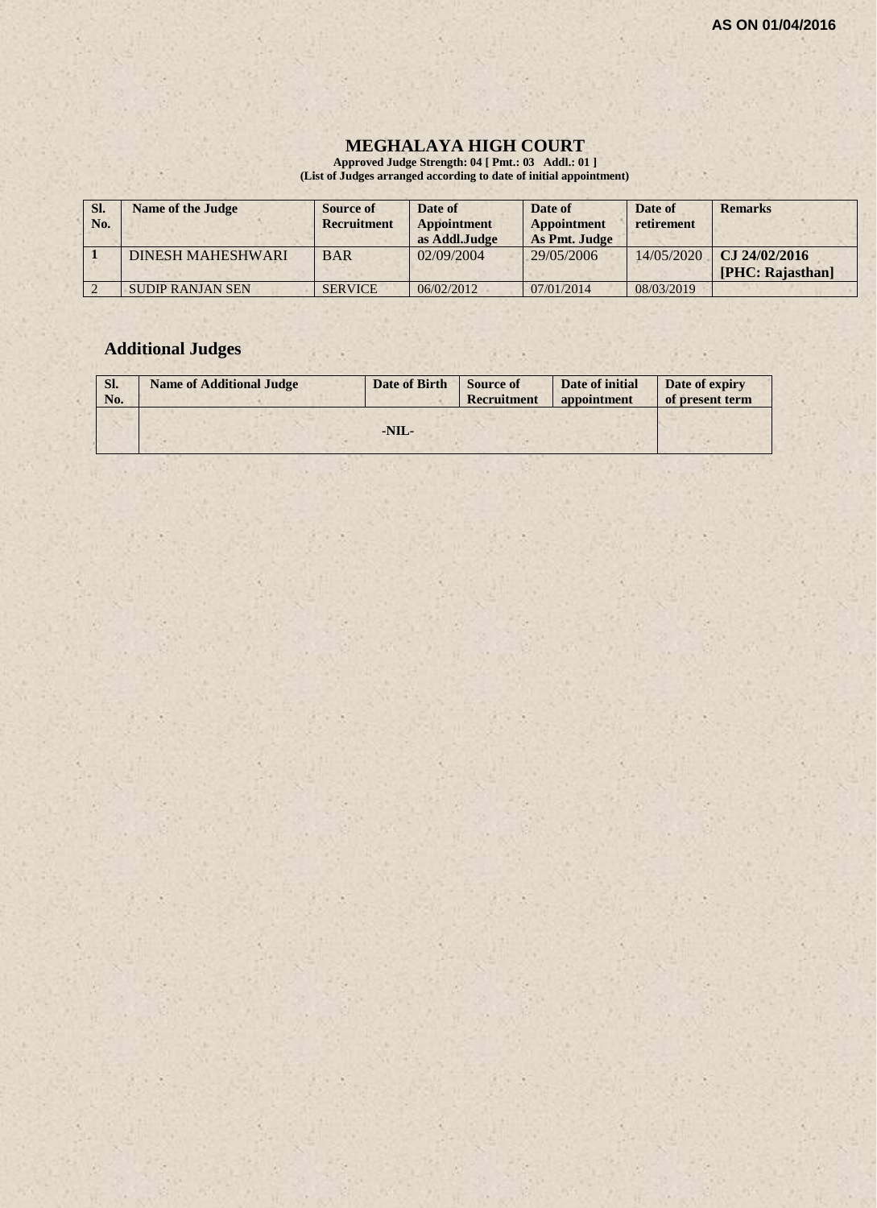AS ON 01/04/2016

# MEGHALAYA HIGH COURT

**Approved Judge Strength: 04 [ Pmt.: 03 Addl.: 01 ]**
**(List of Judges arranged according to date of initial appointment)**

| Sl. No. | Name of the Judge | Source of Recruitment | Date of Appointment as Addl.Judge | Date of Appointment As Pmt. Judge | Date of retirement | Remarks |
|---|---|---|---|---|---|---|
| 1 | DINESH MAHESHWARI | BAR | 02/09/2004 | 29/05/2006 | 14/05/2020 | **CJ 24/02/2016 [PHC: Rajasthan]** |
| 2 | SUDIP RANJAN SEN | SERVICE | 06/02/2012 | 07/01/2014 | 08/03/2019 | |

## Additional Judges

| Sl. No. | Name of Additional Judge | Date of Birth | Source of Recruitment | Date of initial appointment | Date of expiry of present term |
|---|---|---|---|---|---|
| | -NIL- | | | | |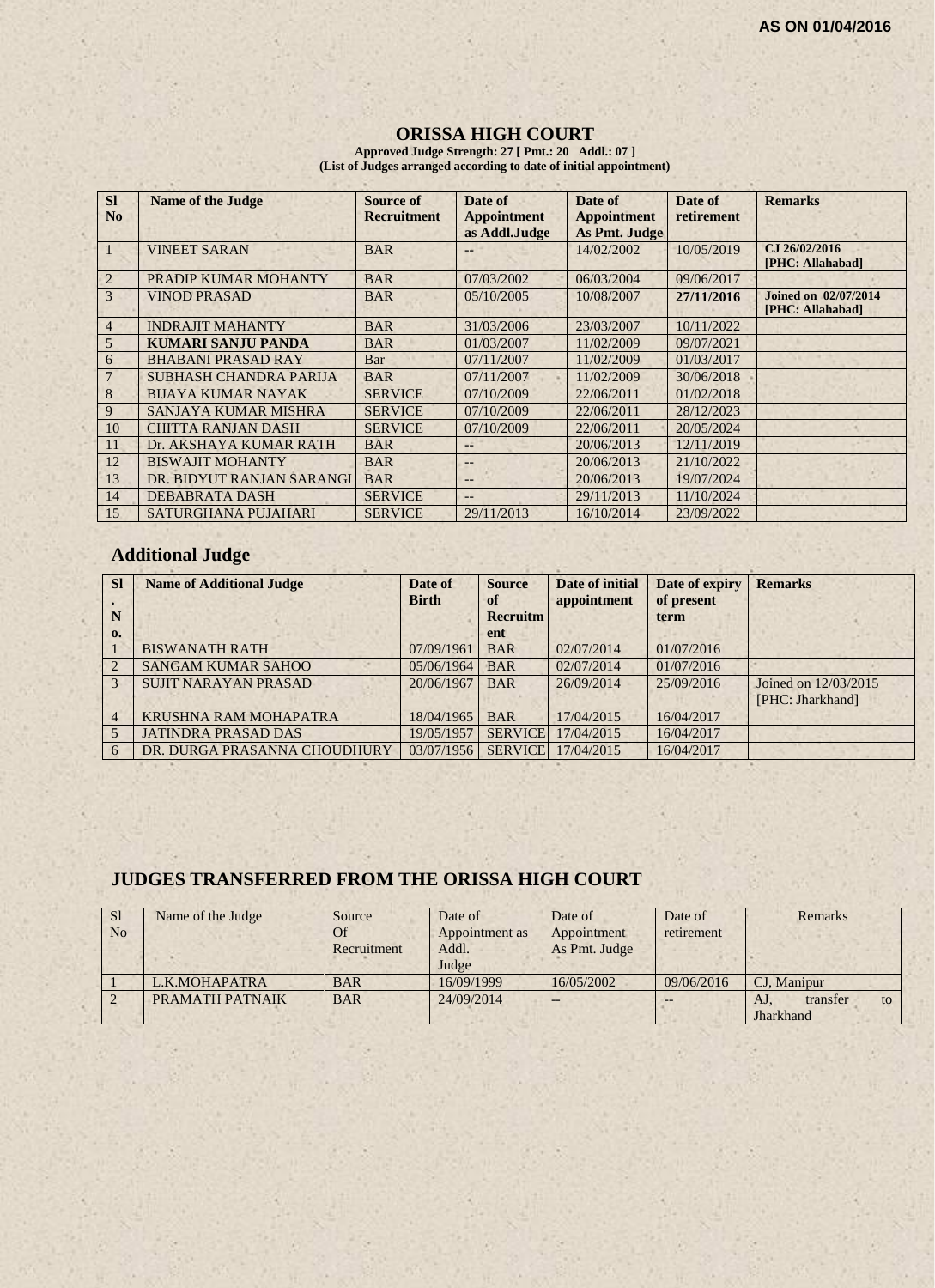AS ON 01/04/2016

# ORISSA HIGH COURT

**Approved Judge Strength: 27 [ Pmt.: 20 Addl.: 07 ]**
**(List of Judges arranged according to date of initial appointment)**

| Sl No | Name of the Judge | Source of Recruitment | Date of Appointment as Addl.Judge | Date of Appointment As Pmt. Judge | Date of retirement | Remarks |
|---|---|---|---|---|---|---|
| 1 | VINEET SARAN | BAR | -- | 14/02/2002 | 10/05/2019 | CJ 26/02/2016 [PHC: Allahabad] |
| 2 | PRADIP KUMAR MOHANTY | BAR | 07/03/2002 | 06/03/2004 | 09/06/2017 | |
| 3 | VINOD PRASAD | BAR | 05/10/2005 | 10/08/2007 | **27/11/2016** | **Joined on 02/07/2014 [PHC: Allahabad]** |
| 4 | INDRAJIT MAHANTY | BAR | 31/03/2006 | 23/03/2007 | 10/11/2022 | |
| 5 | **KUMARI SANJU PANDA** | BAR | 01/03/2007 | 11/02/2009 | 09/07/2021 | |
| 6 | BHABANI PRASAD RAY | Bar | 07/11/2007 | 11/02/2009 | 01/03/2017 | |
| 7 | SUBHASH CHANDRA PARIJA | BAR | 07/11/2007 | 11/02/2009 | 30/06/2018 | |
| 8 | BIJAYA KUMAR NAYAK | SERVICE | 07/10/2009 | 22/06/2011 | 01/02/2018 | |
| 9 | SANJAYA KUMAR MISHRA | SERVICE | 07/10/2009 | 22/06/2011 | 28/12/2023 | |
| 10 | CHITTA RANJAN DASH | SERVICE | 07/10/2009 | 22/06/2011 | 20/05/2024 | |
| 11 | Dr. AKSHAYA KUMAR RATH | BAR | -- | 20/06/2013 | 12/11/2019 | |
| 12 | BISWAJIT MOHANTY | BAR | -- | 20/06/2013 | 21/10/2022 | |
| 13 | DR. BIDYUT RANJAN SARANGI | BAR | -- | 20/06/2013 | 19/07/2024 | |
| 14 | DEBABRATA DASH | SERVICE | -- | 29/11/2013 | 11/10/2024 | |
| 15 | SATURGHANA PUJAHARI | SERVICE | 29/11/2013 | 16/10/2014 | 23/09/2022 | |

## Additional Judge

| Sl. No. | Name of Additional Judge | Date of Birth | Source of Recruitment | Date of initial appointment | Date of expiry of present term | Remarks |
|---|---|---|---|---|---|---|
| 1 | BISWANATH RATH | 07/09/1961 | BAR | 02/07/2014 | 01/07/2016 | |
| 2 | SANGAM KUMAR SAHOO | 05/06/1964 | BAR | 02/07/2014 | 01/07/2016 | |
| 3 | SUJIT NARAYAN PRASAD | 20/06/1967 | BAR | 26/09/2014 | 25/09/2016 | Joined on 12/03/2015 [PHC: Jharkhand] |
| 4 | KRUSHNA RAM MOHAPATRA | 18/04/1965 | BAR | 17/04/2015 | 16/04/2017 | |
| 5 | JATINDRA PRASAD DAS | 19/05/1957 | SERVICE | 17/04/2015 | 16/04/2017 | |
| 6 | DR. DURGA PRASANNA CHOUDHURY | 03/07/1956 | SERVICE | 17/04/2015 | 16/04/2017 | |

## JUDGES TRANSFERRED FROM THE ORISSA HIGH COURT

| Sl No | Name of the Judge | Source Of Recruitment | Date of Appointment as Addl. Judge | Date of Appointment As Pmt. Judge | Date of retirement | Remarks |
|---|---|---|---|---|---|---|
| 1 | L.K.MOHAPATRA | BAR | 16/09/1999 | 16/05/2002 | 09/06/2016 | CJ, Manipur |
| 2 | PRAMATH PATNAIK | BAR | 24/09/2014 | -- | -- | AJ, transfer to Jharkhand |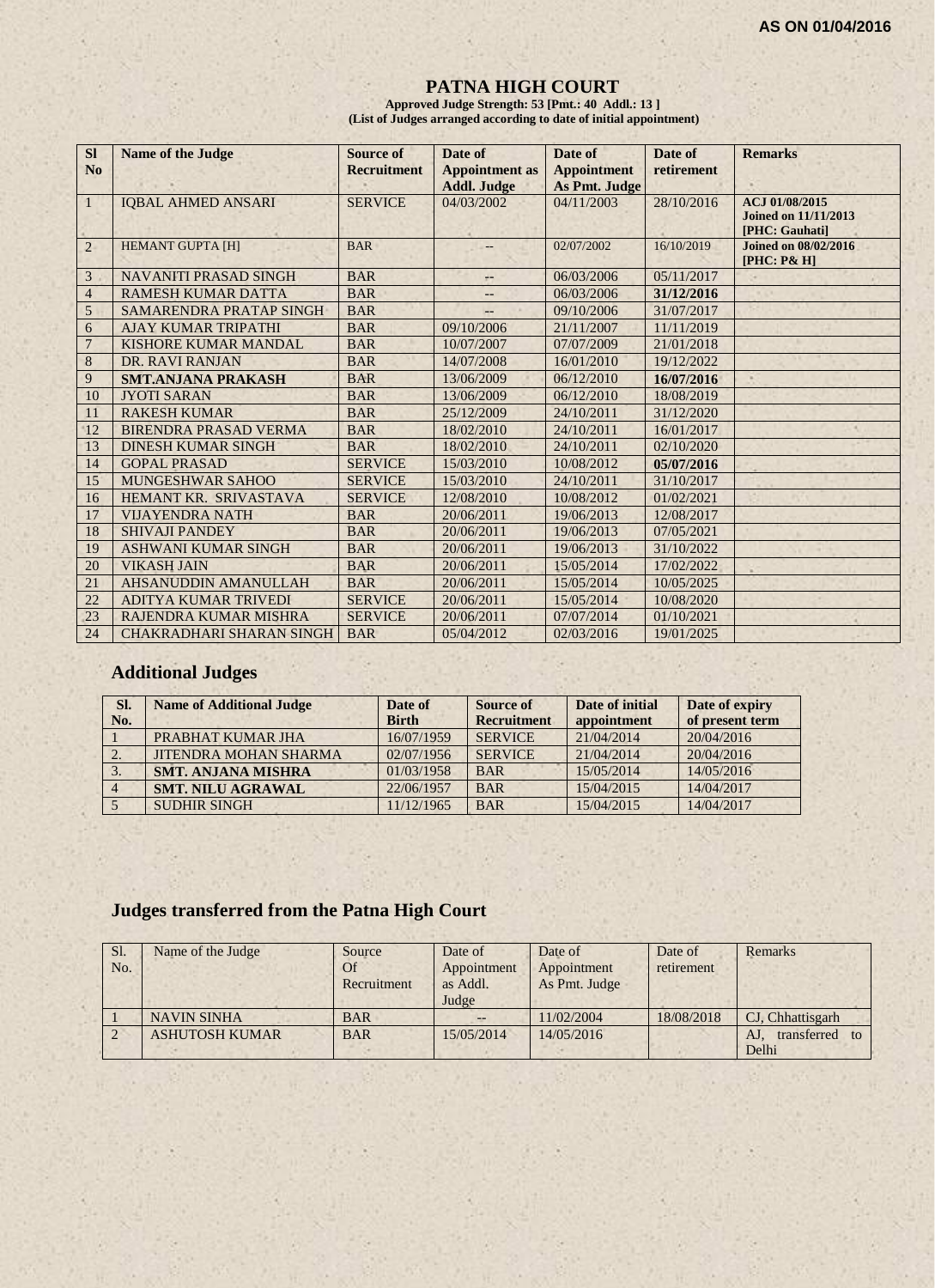AS ON 01/04/2016

# PATNA HIGH COURT

**Approved Judge Strength: 53 [Pmt.: 40 Addl.: 13 ]**
**(List of Judges arranged according to date of initial appointment)**

| Sl No | Name of the Judge | Source of Recruitment | Date of Appointment as Addl. Judge | Date of Appointment As Pmt. Judge | Date of retirement | Remarks |
|---|---|---|---|---|---|---|
| 1 | IQBAL AHMED ANSARI | SERVICE | 04/03/2002 | 04/11/2003 | 28/10/2016 | ACJ 01/08/2015 **Joined on 11/11/2013 [PHC: Gauhati]** |
| 2 | HEMANT GUPTA [H] | BAR | -- | 02/07/2002 | 16/10/2019 | **Joined on 08/02/2016 [PHC: P& H]** |
| 3 | NAVANITI PRASAD SINGH | BAR | -- | 06/03/2006 | 05/11/2017 | |
| 4 | RAMESH KUMAR DATTA | BAR | -- | 06/03/2006 | **31/12/2016** | |
| 5 | SAMARENDRA PRATAP SINGH | BAR | -- | 09/10/2006 | 31/07/2017 | |
| 6 | AJAY KUMAR TRIPATHI | BAR | 09/10/2006 | 21/11/2007 | 11/11/2019 | |
| 7 | KISHORE KUMAR MANDAL | BAR | 10/07/2007 | 07/07/2009 | 21/01/2018 | |
| 8 | DR. RAVI RANJAN | BAR | 14/07/2008 | 16/01/2010 | 19/12/2022 | |
| 9 | **SMT.ANJANA PRAKASH** | BAR | 13/06/2009 | 06/12/2010 | **16/07/2016** | |
| 10 | JYOTI SARAN | BAR | 13/06/2009 | 06/12/2010 | 18/08/2019 | |
| 11 | RAKESH KUMAR | BAR | 25/12/2009 | 24/10/2011 | 31/12/2020 | |
| 12 | BIRENDRA PRASAD VERMA | BAR | 18/02/2010 | 24/10/2011 | 16/01/2017 | |
| 13 | DINESH KUMAR SINGH | BAR | 18/02/2010 | 24/10/2011 | 02/10/2020 | |
| 14 | GOPAL PRASAD | SERVICE | 15/03/2010 | 10/08/2012 | **05/07/2016** | |
| 15 | MUNGESHWAR SAHOO | SERVICE | 15/03/2010 | 24/10/2011 | 31/10/2017 | |
| 16 | HEMANT KR. SRIVASTAVA | SERVICE | 12/08/2010 | 10/08/2012 | 01/02/2021 | |
| 17 | VIJAYENDRA NATH | BAR | 20/06/2011 | 19/06/2013 | 12/08/2017 | |
| 18 | SHIVAJI PANDEY | BAR | 20/06/2011 | 19/06/2013 | 07/05/2021 | |
| 19 | ASHWANI KUMAR SINGH | BAR | 20/06/2011 | 19/06/2013 | 31/10/2022 | |
| 20 | VIKASH JAIN | BAR | 20/06/2011 | 15/05/2014 | 17/02/2022 | |
| 21 | AHSANUDDIN AMANULLAH | BAR | 20/06/2011 | 15/05/2014 | 10/05/2025 | |
| 22 | ADITYA KUMAR TRIVEDI | SERVICE | 20/06/2011 | 15/05/2014 | 10/08/2020 | |
| 23 | RAJENDRA KUMAR MISHRA | SERVICE | 20/06/2011 | 07/07/2014 | 01/10/2021 | |
| 24 | CHAKRADHARI SHARAN SINGH | BAR | 05/04/2012 | 02/03/2016 | 19/01/2025 | |

## Additional Judges

| Sl. No. | Name of Additional Judge | Date of Birth | Source of Recruitment | Date of initial appointment | Date of expiry of present term |
|---|---|---|---|---|---|
| 1 | PRABHAT KUMAR JHA | 16/07/1959 | SERVICE | 21/04/2014 | 20/04/2016 |
| 2. | JITENDRA MOHAN SHARMA | 02/07/1956 | SERVICE | 21/04/2014 | 20/04/2016 |
| 3. | **SMT. ANJANA MISHRA** | 01/03/1958 | BAR | 15/05/2014 | 14/05/2016 |
| 4 | **SMT. NILU AGRAWAL** | 22/06/1957 | BAR | 15/04/2015 | 14/04/2017 |
| 5 | SUDHIR SINGH | 11/12/1965 | BAR | 15/04/2015 | 14/04/2017 |

## Judges transferred from the Patna High Court

| Sl. No. | Name of the Judge | Source Of Recruitment | Date of Appointment as Addl. Judge | Date of Appointment As Pmt. Judge | Date of retirement | Remarks |
|---|---|---|---|---|---|---|
| 1 | NAVIN SINHA | BAR | -- | 11/02/2004 | 18/08/2018 | CJ, Chhattisgarh |
| 2 | ASHUTOSH KUMAR | BAR | 15/05/2014 | 14/05/2016 | | AJ, transferred to Delhi |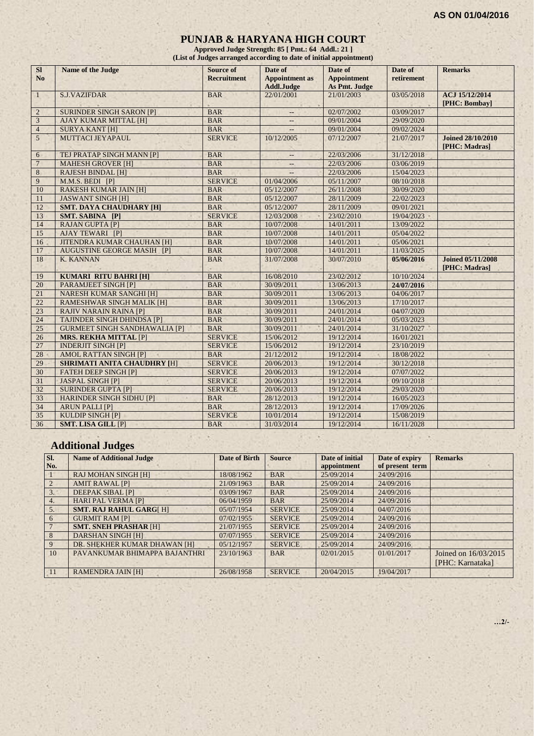**AS ON 01/04/2016**

# PUNJAB & HARYANA HIGH COURT

**Approved Judge Strength: 85 [ Pmt.: 64 Addl.: 21 ]**
**(List of Judges arranged according to date of initial appointment)**

| Sl No | Name of the Judge | Source of Recruitment | Date of Appointment as Addl.Judge | Date of Appointment As Pmt. Judge | Date of retirement | Remarks |
|---|---|---|---|---|---|---|
| 1 | S.J.VAZIFDAR | BAR | 22/01/2001 | 21/01/2003 | 03/05/2018 | **ACJ 15/12/2014 [PHC: Bombay]** |
| 2 | SURINDER SINGH SARON [P] | BAR | -- | 02/07/2002 | 03/09/2017 | |
| 3 | AJAY KUMAR MITTAL [H] | BAR | -- | 09/01/2004 | 29/09/2020 | |
| 4 | SURYA KANT [H] | BAR | -- | 09/01/2004 | 09/02/2024 | |
| 5 | MUTTACI JEYAPAUL | SERVICE | 10/12/2005 | 07/12/2007 | 21/07/2017 | **Joined 28/10/2010 [PHC: Madras]** |
| 6 | TEJ PRATAP SINGH MANN [P] | BAR | -- | 22/03/2006 | 31/12/2018 | |
| 7 | MAHESH GROVER [H] | BAR | -- | 22/03/2006 | 03/06/2019 | |
| 8 | RAJESH BINDAL [H] | BAR | -- | 22/03/2006 | 15/04/2023 | |
| 9 | M.M.S. BEDI [P] | SERVICE | 01/04/2006 | 05/11/2007 | 08/10/2018 | |
| 10 | RAKESH KUMAR JAIN [H] | BAR | 05/12/2007 | 26/11/2008 | 30/09/2020 | |
| 11 | JASWANT SINGH [H] | BAR | 05/12/2007 | 28/11/2009 | 22/02/2023 | |
| 12 | **SMT. DAYA CHAUDHARY [H]** | BAR | 05/12/2007 | 28/11/2009 | 09/01/2021 | |
| 13 | **SMT. SABINA [P]** | SERVICE | 12/03/2008 | 23/02/2010 | 19/04/2023 | |
| 14 | RAJAN GUPTA [P] | BAR | 10/07/2008 | 14/01/2011 | 13/09/2022 | |
| 15 | AJAY TEWARI [P] | BAR | 10/07/2008 | 14/01/2011 | 05/04/2022 | |
| 16 | JITENDRA KUMAR CHAUHAN [H] | BAR | 10/07/2008 | 14/01/2011 | 05/06/2021 | |
| 17 | AUGUSTINE GEORGE MASIH [P] | BAR | 10/07/2008 | 14/01/2011 | 11/03/2025 | |
| 18 | K. KANNAN | BAR | 31/07/2008 | 30/07/2010 | **05/06/2016** | **Joined 05/11/2008 [PHC: Madras]** |
| 19 | **KUMARI RITU BAHRI [H]** | BAR | 16/08/2010 | 23/02/2012 | 10/10/2024 | |
| 20 | PARAMJEET SINGH [P] | BAR | 30/09/2011 | 13/06/2013 | **24/07/2016** | |
| 21 | NARESH KUMAR SANGHI [H] | BAR | 30/09/2011 | 13/06/2013 | 04/06/2017 | |
| 22 | RAMESHWAR SINGH MALIK [H] | BAR | 30/09/2011 | 13/06/2013 | 17/10/2017 | |
| 23 | RAJIV NARAIN RAINA [P] | BAR | 30/09/2011 | 24/01/2014 | 04/07/2020 | |
| 24 | TAJINDER SINGH DHINDSA [P] | BAR | 30/09/2011 | 24/01/2014 | 05/03/2023 | |
| 25 | GURMEET SINGH SANDHAWALIA [P] | BAR | 30/09/2011 | 24/01/2014 | 31/10/2027 | |
| 26 | **MRS. REKHA MITTAL** [P] | SERVICE | 15/06/2012 | 19/12/2014 | 16/01/2021 | |
| 27 | INDERJIT SINGH [P] | SERVICE | 15/06/2012 | 19/12/2014 | 23/10/2019 | |
| 28 | AMOL RATTAN SINGH [P] | BAR | 21/12/2012 | 19/12/2014 | 18/08/2022 | |
| 29 | **SHRIMATI ANITA CHAUDHRY [**H] | SERVICE | 20/06/2013 | 19/12/2014 | 30/12/2018 | |
| 30 | FATEH DEEP SINGH [P] | SERVICE | 20/06/2013 | 19/12/2014 | 07/07/2022 | |
| 31 | JASPAL SINGH [P] | SERVICE | 20/06/2013 | 19/12/2014 | 09/10/2018 | |
| 32 | SURINDER GUPTA [P] | SERVICE | 20/06/2013 | 19/12/2014 | 29/03/2020 | |
| 33 | HARINDER SINGH SIDHU [P] | BAR | 28/12/2013 | 19/12/2014 | 16/05/2023 | |
| 34 | ARUN PALLI [P] | BAR | 28/12/2013 | 19/12/2014 | 17/09/2026 | |
| 35 | KULDIP SINGH [P] | SERVICE | 10/01/2014 | 19/12/2014 | 15/08/2019 | |
| 36 | **SMT. LISA GILL** [P] | BAR | 31/03/2014 | 19/12/2014 | 16/11/2028 | |

## Additional Judges

| Sl. No. | Name of Additional Judge | Date of Birth | Source | Date of initial appointment | Date of expiry of present term | Remarks |
|---|---|---|---|---|---|---|
| 1 | RAJ MOHAN SINGH [H] | 18/08/1962 | BAR | 25/09/2014 | 24/09/2016 | |
| 2 | AMIT RAWAL [P] | 21/09/1963 | BAR | 25/09/2014 | 24/09/2016 | |
| 3. | DEEPAK SIBAL [P] | 03/09/1967 | BAR | 25/09/2014 | 24/09/2016 | |
| 4. | HARI PAL VERMA [P] | 06/04/1959 | BAR | 25/09/2014 | 24/09/2016 | |
| 5. | **SMT. RAJ RAHUL GARG**[ H] | 05/07/1954 | SERVICE | 25/09/2014 | 04/07/2016 | |
| 6 | GURMIT RAM [P] | 07/02/1955 | SERVICE | 25/09/2014 | 24/09/2016 | |
| 7 | **SMT. SNEH PRASHAR** [H] | 21/07/1955 | SERVICE | 25/09/2014 | 24/09/2016 | |
| 8 | DARSHAN SINGH [H] | 07/07/1955 | SERVICE | 25/09/2014 | 24/09/2016 | |
| 9 | DR. SHEKHER KUMAR DHAWAN [H] | 05/12/1957 | SERVICE | 25/09/2014 | 24/09/2016 | |
| 10 | PAVANKUMAR BHIMAPPA BAJANTHRI | 23/10/1963 | BAR | 02/01/2015 | 01/01/2017 | Joined on 16/03/2015 [PHC: Karnataka] |
| 11 | RAMENDRA JAIN [H] | 26/08/1958 | SERVICE | 20/04/2015 | 19/04/2017 | |

**…2/-**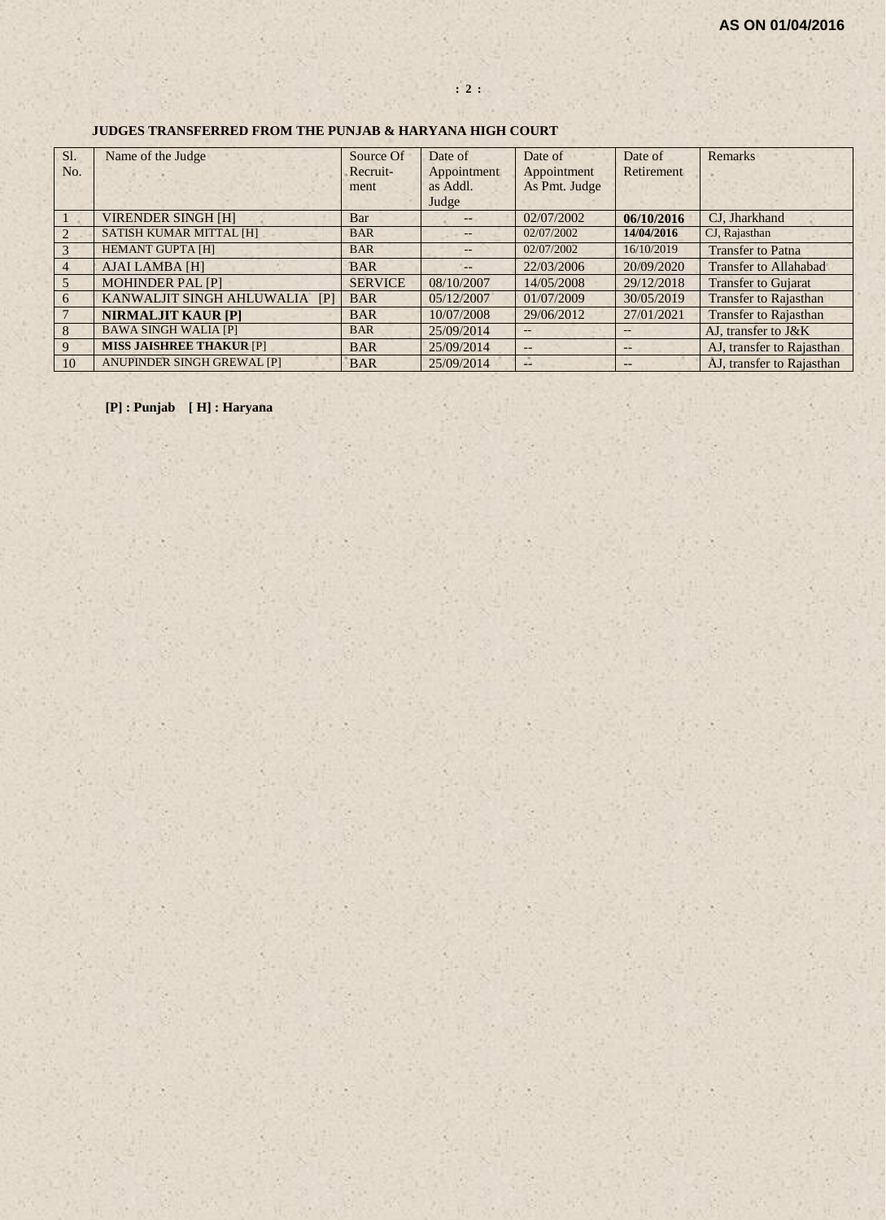AS ON 01/04/2016

## JUDGES TRANSFERRED FROM THE PUNJAB & HARYANA HIGH COURT

| Sl. No. | Name of the Judge | Source Of Recruit-ment | Date of Appointment as Addl. Judge | Date of Appointment As Pmt. Judge | Date of Retirement | Remarks |
|---|---|---|---|---|---|---|
| 1 | VIRENDER SINGH [H] | Bar | -- | 02/07/2002 | **06/10/2016** | CJ, Jharkhand |
| 2 | SATISH KUMAR MITTAL [H] | BAR | -- | 02/07/2002 | **14/04/2016** | CJ, Rajasthan |
| 3 | HEMANT GUPTA [H] | BAR | -- | 02/07/2002 | 16/10/2019 | Transfer to Patna |
| 4 | AJAI LAMBA [H] | BAR | -- | 22/03/2006 | 20/09/2020 | Transfer to Allahabad |
| 5 | MOHINDER PAL [P] | SERVICE | 08/10/2007 | 14/05/2008 | 29/12/2018 | Transfer to Gujarat |
| 6 | KANWALJIT SINGH AHLUWALIA [P] | BAR | 05/12/2007 | 01/07/2009 | 30/05/2019 | Transfer to Rajasthan |
| 7 | **NIRMALJIT KAUR [P]** | BAR | 10/07/2008 | 29/06/2012 | 27/01/2021 | Transfer to Rajasthan |
| 8 | BAWA SINGH WALIA [P] | BAR | 25/09/2014 | -- | -- | AJ, transfer to J&K |
| 9 | **MISS JAISHREE THAKUR** [P] | BAR | 25/09/2014 | -- | -- | AJ, transfer to Rajasthan |
| 10 | ANUPINDER SINGH GREWAL [P] | BAR | 25/09/2014 | -- | -- | AJ, transfer to Rajasthan |

**[P] : Punjab [ H] : Haryana**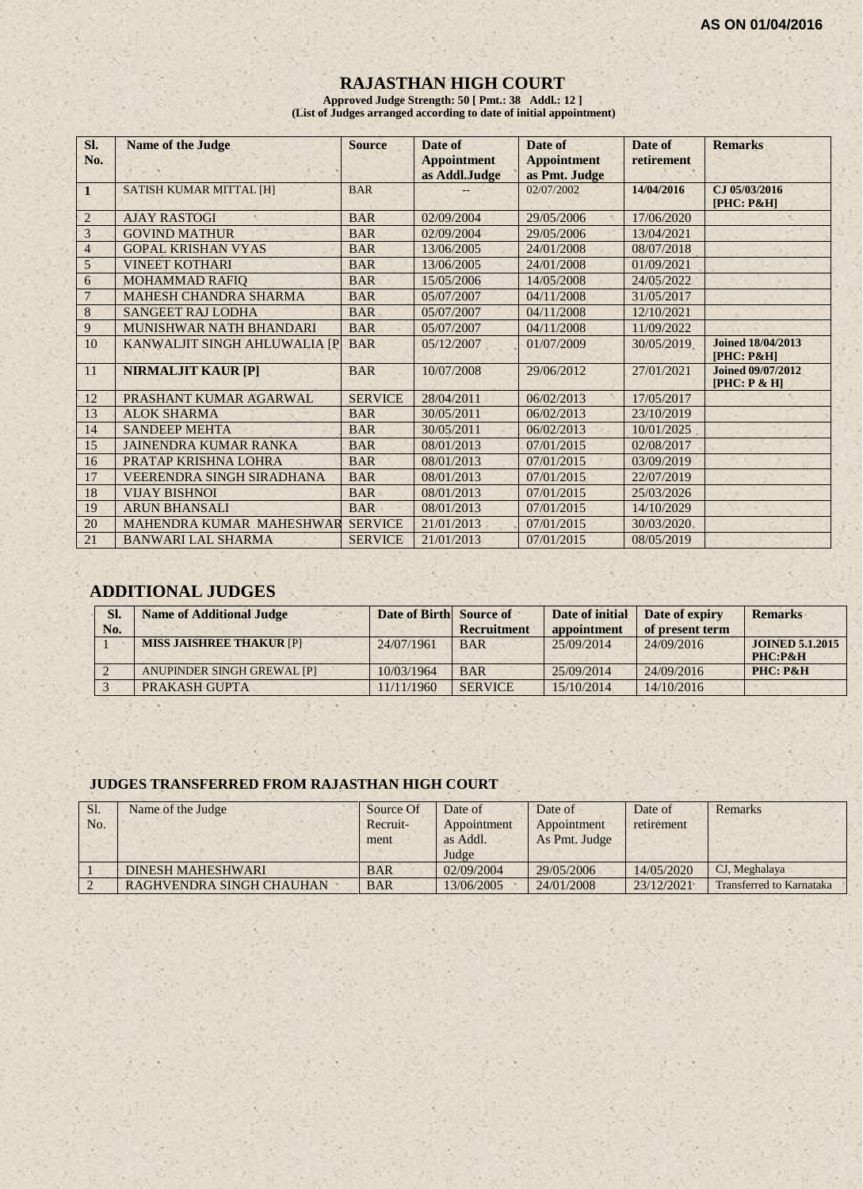**AS ON 01/04/2016**

# RAJASTHAN HIGH COURT

**Approved Judge Strength: 50 [ Pmt.: 38 Addl.: 12 ]**
**(List of Judges arranged according to date of initial appointment)**

| Sl. No. | Name of the Judge | Source | Date of Appointment as Addl.Judge | Date of Appointment as Pmt. Judge | Date of retirement | Remarks |
|---|---|---|---|---|---|---|
| 1 | SATISH KUMAR MITTAL [H] | BAR | -- | 02/07/2002 | 14/04/2016 | CJ 05/03/2016 [PHC: P&H] |
| 2 | AJAY RASTOGI | BAR | 02/09/2004 | 29/05/2006 | 17/06/2020 | |
| 3 | GOVIND MATHUR | BAR | 02/09/2004 | 29/05/2006 | 13/04/2021 | |
| 4 | GOPAL KRISHAN VYAS | BAR | 13/06/2005 | 24/01/2008 | 08/07/2018 | |
| 5 | VINEET KOTHARI | BAR | 13/06/2005 | 24/01/2008 | 01/09/2021 | |
| 6 | MOHAMMAD RAFIQ | BAR | 15/05/2006 | 14/05/2008 | 24/05/2022 | |
| 7 | MAHESH CHANDRA SHARMA | BAR | 05/07/2007 | 04/11/2008 | 31/05/2017 | |
| 8 | SANGEET RAJ LODHA | BAR | 05/07/2007 | 04/11/2008 | 12/10/2021 | |
| 9 | MUNISHWAR NATH BHANDARI | BAR | 05/07/2007 | 04/11/2008 | 11/09/2022 | |
| 10 | KANWALJIT SINGH AHLUWALIA [P] | BAR | 05/12/2007 | 01/07/2009 | 30/05/2019 | Joined 18/04/2013 [PHC: P&H] |
| 11 | **NIRMALJIT KAUR [P]** | BAR | 10/07/2008 | 29/06/2012 | 27/01/2021 | Joined 09/07/2012 [PHC: P & H] |
| 12 | PRASHANT KUMAR AGARWAL | SERVICE | 28/04/2011 | 06/02/2013 | 17/05/2017 | |
| 13 | ALOK SHARMA | BAR | 30/05/2011 | 06/02/2013 | 23/10/2019 | |
| 14 | SANDEEP MEHTA | BAR | 30/05/2011 | 06/02/2013 | 10/01/2025 | |
| 15 | JAINENDRA KUMAR RANKA | BAR | 08/01/2013 | 07/01/2015 | 02/08/2017 | |
| 16 | PRATAP KRISHNA LOHRA | BAR | 08/01/2013 | 07/01/2015 | 03/09/2019 | |
| 17 | VEERENDRA SINGH SIRADHANA | BAR | 08/01/2013 | 07/01/2015 | 22/07/2019 | |
| 18 | VIJAY BISHNOI | BAR | 08/01/2013 | 07/01/2015 | 25/03/2026 | |
| 19 | ARUN BHANSALI | BAR | 08/01/2013 | 07/01/2015 | 14/10/2029 | |
| 20 | MAHENDRA KUMAR MAHESHWARI | SERVICE | 21/01/2013 | 07/01/2015 | 30/03/2020 | |
| 21 | BANWARI LAL SHARMA | SERVICE | 21/01/2013 | 07/01/2015 | 08/05/2019 | |

## ADDITIONAL JUDGES

| Sl. No. | Name of Additional Judge | Date of Birth | Source of Recruitment | Date of initial appointment | Date of expiry of present term | Remarks |
|---|---|---|---|---|---|---|
| 1 | **MISS JAISHREE THAKUR** [P] | 24/07/1961 | BAR | 25/09/2014 | 24/09/2016 | **JOINED 5.1.2015 PHC:P&H** |
| 2 | ANUPINDER SINGH GREWAL [P] | 10/03/1964 | BAR | 25/09/2014 | 24/09/2016 | **PHC: P&H** |
| 3 | PRAKASH GUPTA | 11/11/1960 | SERVICE | 15/10/2014 | 14/10/2016 | |

### JUDGES TRANSFERRED FROM RAJASTHAN HIGH COURT

| Sl. No. | Name of the Judge | Source Of Recruit-ment | Date of Appointment as Addl. Judge | Date of Appointment As Pmt. Judge | Date of retirement | Remarks |
|---|---|---|---|---|---|---|
| 1 | DINESH MAHESHWARI | BAR | 02/09/2004 | 29/05/2006 | 14/05/2020 | CJ, Meghalaya |
| 2 | RAGHVENDRA SINGH CHAUHAN | BAR | 13/06/2005 | 24/01/2008 | 23/12/2021 | Transferred to Karnataka |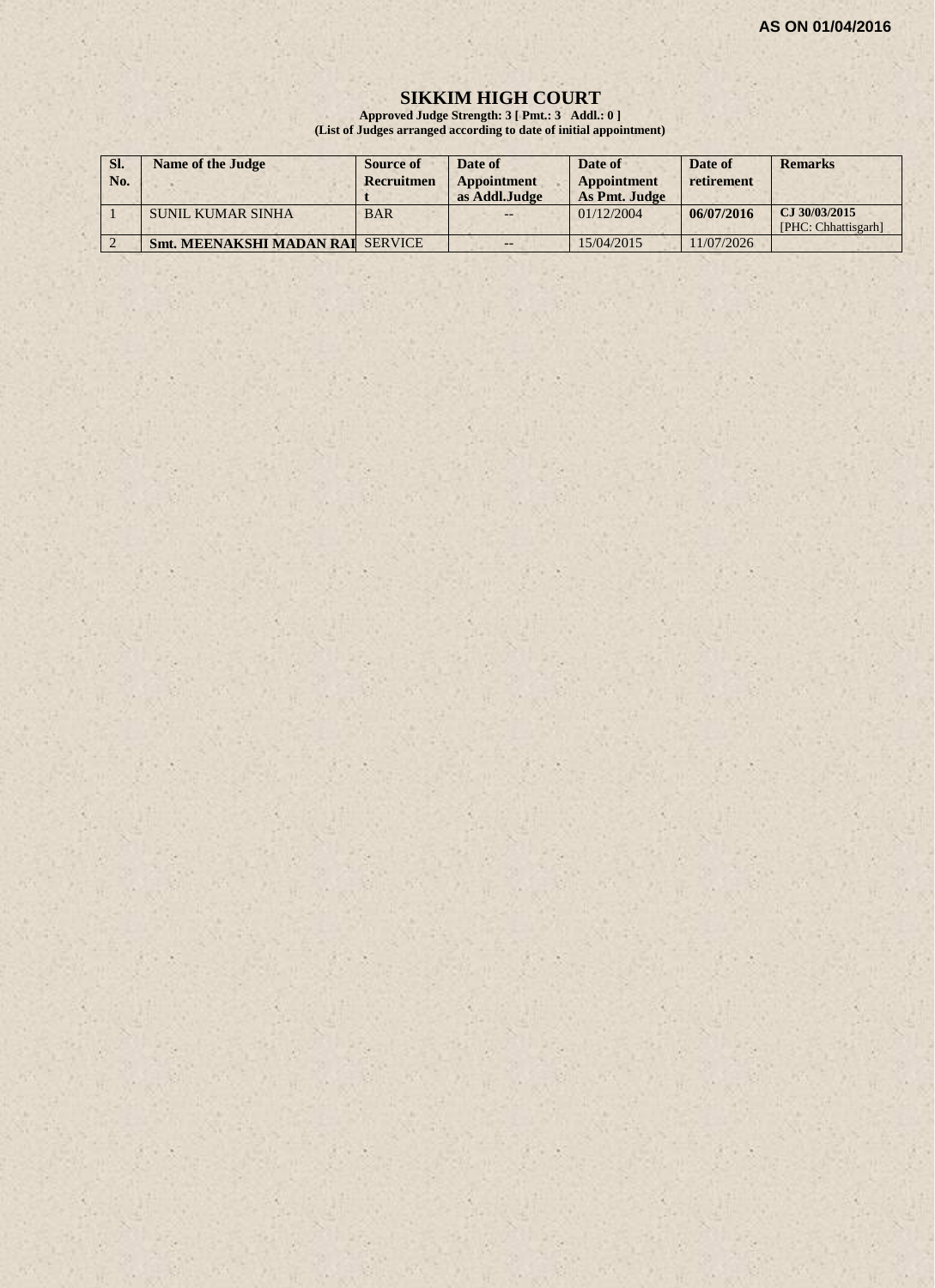**AS ON 01/04/2016**

# SIKKIM HIGH COURT

**Approved Judge Strength: 3 [ Pmt.: 3 Addl.: 0 ]**
**(List of Judges arranged according to date of initial appointment)**

| Sl. No. | Name of the Judge | Source of Recruitment | Date of Appointment as Addl.Judge | Date of Appointment As Pmt. Judge | Date of retirement | Remarks |
|---|---|---|---|---|---|---|
| 1 | SUNIL KUMAR SINHA | BAR | -- | 01/12/2004 | **06/07/2016** | **CJ 30/03/2015** [PHC: Chhattisgarh] |
| 2 | **Smt. MEENAKSHI MADAN RAI** | SERVICE | -- | 15/04/2015 | 11/07/2026 | |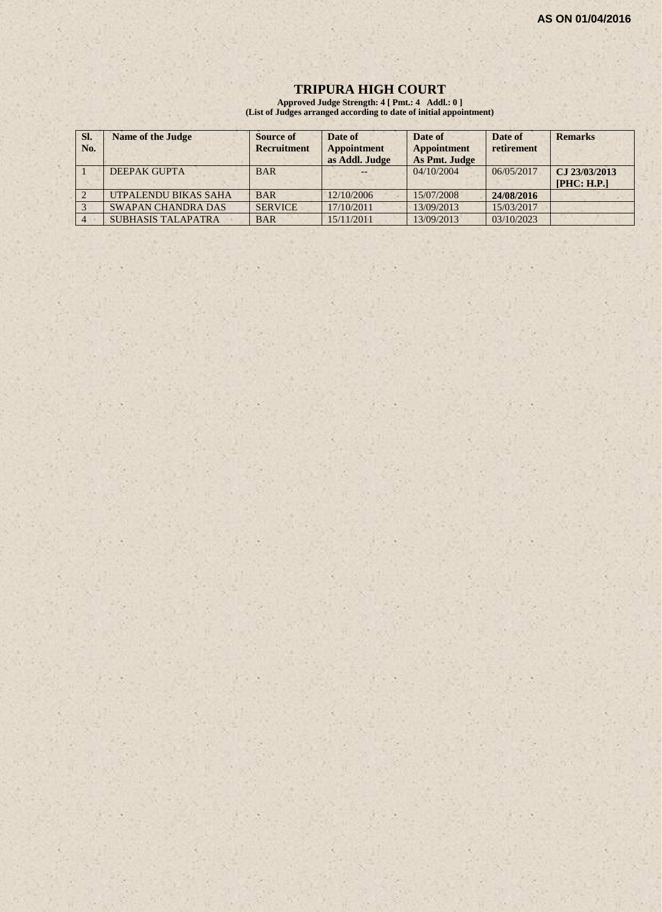AS ON 01/04/2016

# TRIPURA HIGH COURT

**Approved Judge Strength: 4 [ Pmt.: 4 Addl.: 0 ]**
**(List of Judges arranged according to date of initial appointment)**

| Sl. No. | Name of the Judge | Source of Recruitment | Date of Appointment as Addl. Judge | Date of Appointment As Pmt. Judge | Date of retirement | Remarks |
|---|---|---|---|---|---|---|
| 1 | DEEPAK GUPTA | BAR | -- | 04/10/2004 | 06/05/2017 | **CJ 23/03/2013 [PHC: H.P.]** |
| 2 | UTPALENDU BIKAS SAHA | BAR | 12/10/2006 | 15/07/2008 | **24/08/2016** | |
| 3 | SWAPAN CHANDRA DAS | SERVICE | 17/10/2011 | 13/09/2013 | 15/03/2017 | |
| 4 | SUBHASIS TALAPATRA | BAR | 15/11/2011 | 13/09/2013 | 03/10/2023 | |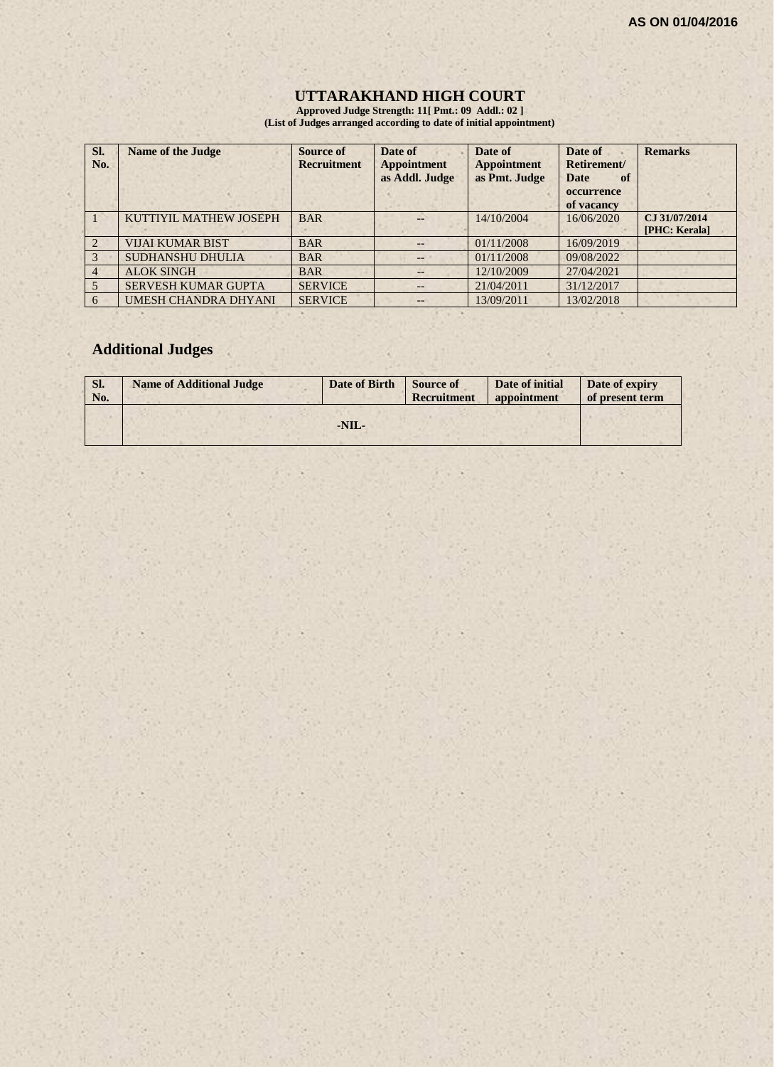AS ON 01/04/2016

# UTTARAKHAND HIGH COURT

**Approved Judge Strength: 11[ Pmt.: 09 Addl.: 02 ]**
**(List of Judges arranged according to date of initial appointment)**

| Sl. No. | Name of the Judge | Source of Recruitment | Date of Appointment as Addl. Judge | Date of Appointment as Pmt. Judge | Date of Retirement/ Date of occurrence of vacancy | Remarks |
|---|---|---|---|---|---|---|
| 1 | KUTTIYIL MATHEW JOSEPH | BAR | -- | 14/10/2004 | 16/06/2020 | CJ 31/07/2014 [PHC: Kerala] |
| 2 | VIJAI KUMAR BIST | BAR | -- | 01/11/2008 | 16/09/2019 | |
| 3 | SUDHANSHU DHULIA | BAR | -- | 01/11/2008 | 09/08/2022 | |
| 4 | ALOK SINGH | BAR | -- | 12/10/2009 | 27/04/2021 | |
| 5 | SERVESH KUMAR GUPTA | SERVICE | -- | 21/04/2011 | 31/12/2017 | |
| 6 | UMESH CHANDRA DHYANI | SERVICE | -- | 13/09/2011 | 13/02/2018 | |

## Additional Judges

| Sl. No. | Name of Additional Judge | Date of Birth | Source of Recruitment | Date of initial appointment | Date of expiry of present term |
|---|---|---|---|---|---|
| | -NIL- | | | | |